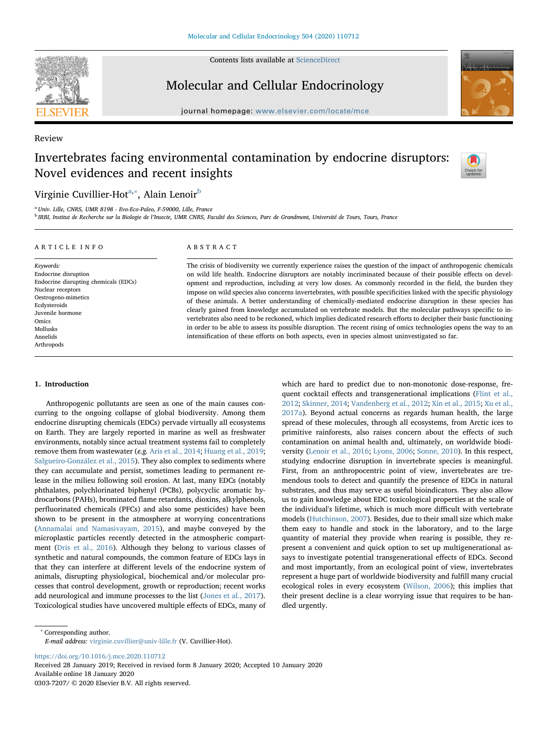Review

# Invertebrates facing environmental contamination by endocrine disruptors: Novel evidences and recent insights

Virginie Cuvillier-Hot[a,*], Alain Lenoir[b]

[a] Univ. Lille, CNRS, UMR 8198 - Evo-Eco-Paleo, F-59000, Lille, France
[b] IRBI, Institut de Recherche sur la Biologie de l'Insecte, UMR CNRS, Faculté des Sciences, Parc de Grandmont, Université de Tours, Tours, France

## ARTICLE INFO

*Keywords:*
Endocrine disruption
Endocrine disrupting chemicals (EDCs)
Nuclear receptors
Oestrogeno-mimetics
Ecdysteroids
Juvenile hormone
Omics
Mollusks
Annelids
Arthropods

## ABSTRACT

The crisis of biodiversity we currently experience raises the question of the impact of anthropogenic chemicals on wild life health. Endocrine disruptors are notably incriminated because of their possible effects on development and reproduction, including at very low doses. As commonly recorded in the field, the burden they impose on wild species also concerns invertebrates, with possible specificities linked with the specific physiology of these animals. A better understanding of chemically-mediated endocrine disruption in these species has clearly gained from knowledge accumulated on vertebrate models. But the molecular pathways specific to invertebrates also need to be reckoned, which implies dedicated research efforts to decipher their basic functioning in order to be able to assess its possible disruption. The recent rising of omics technologies opens the way to an intensification of these efforts on both aspects, even in species almost uninvestigated so far.

## 1. Introduction

Anthropogenic pollutants are seen as one of the main causes concurring to the ongoing collapse of global biodiversity. Among them endocrine disrupting chemicals (EDCs) pervade virtually all ecosystems on Earth. They are largely reported in marine as well as freshwater environments, notably since actual treatment systems fail to completely remove them from wastewater (*e.g.* Aris et al., 2014; Huang et al., 2019; Salgueiro-González et al., 2015). They also complex to sediments where they can accumulate and persist, sometimes leading to permanent release in the milieu following soil erosion. At last, many EDCs (notably phthalates, polychlorinated biphenyl (PCBs), polycyclic aromatic hydrocarbons (PAHs), brominated flame retardants, dioxins, alkylphenols, perfluorinated chemicals (PFCs) and also some pesticides) have been shown to be present in the atmosphere at worrying concentrations (Annamalai and Namasivayam, 2015), and maybe conveyed by the microplastic particles recently detected in the atmospheric compartment (Dris et al., 2016). Although they belong to various classes of synthetic and natural compounds, the common feature of EDCs lays in that they can interfere at different levels of the endocrine system of animals, disrupting physiological, biochemical and/or molecular processes that control development, growth or reproduction; recent works add neurological and immune processes to the list (Jones et al., 2017). Toxicological studies have uncovered multiple effects of EDCs, many of which are hard to predict due to non-monotonic dose-response, frequent cocktail effects and transgenerational implications (Flint et al., 2012; Skinner, 2014; Vandenberg et al., 2012; Xin et al., 2015; Xu et al., 2017a). Beyond actual concerns as regards human health, the large spread of these molecules, through all ecosystems, from Arctic ices to primitive rainforests, also raises concern about the effects of such contamination on animal health and, ultimately, on worldwide biodiversity (Lenoir et al., 2016; Lyons, 2006; Sonne, 2010). In this respect, studying endocrine disruption in invertebrate species is meaningful. First, from an anthropocentric point of view, invertebrates are tremendous tools to detect and quantify the presence of EDCs in natural substrates, and thus may serve as useful bioindicators. They also allow us to gain knowledge about EDC toxicological properties at the scale of the individual's lifetime, which is much more difficult with vertebrate models (Hutchinson, 2007). Besides, due to their small size which make them easy to handle and stock in the laboratory, and to the large quantity of material they provide when rearing is possible, they represent a convenient and quick option to set up multigenerational assays to investigate potential transgenerational effects of EDCs. Second and most importantly, from an ecological point of view, invertebrates represent a huge part of worldwide biodiversity and fulfill many crucial ecological roles in every ecosystem (Wilson, 2006); this implies that their present decline is a clear worrying issue that requires to be handled urgently.

* Corresponding author.
*E-mail address:* virginie.cuvillier@univ-lille.fr (V. Cuvillier-Hot).

https://doi.org/10.1016/j.mce.2020.110712
Received 28 January 2019; Received in revised form 8 January 2020; Accepted 10 January 2020
Available online 18 January 2020
0303-7207/ © 2020 Elsevier B.V. All rights reserved.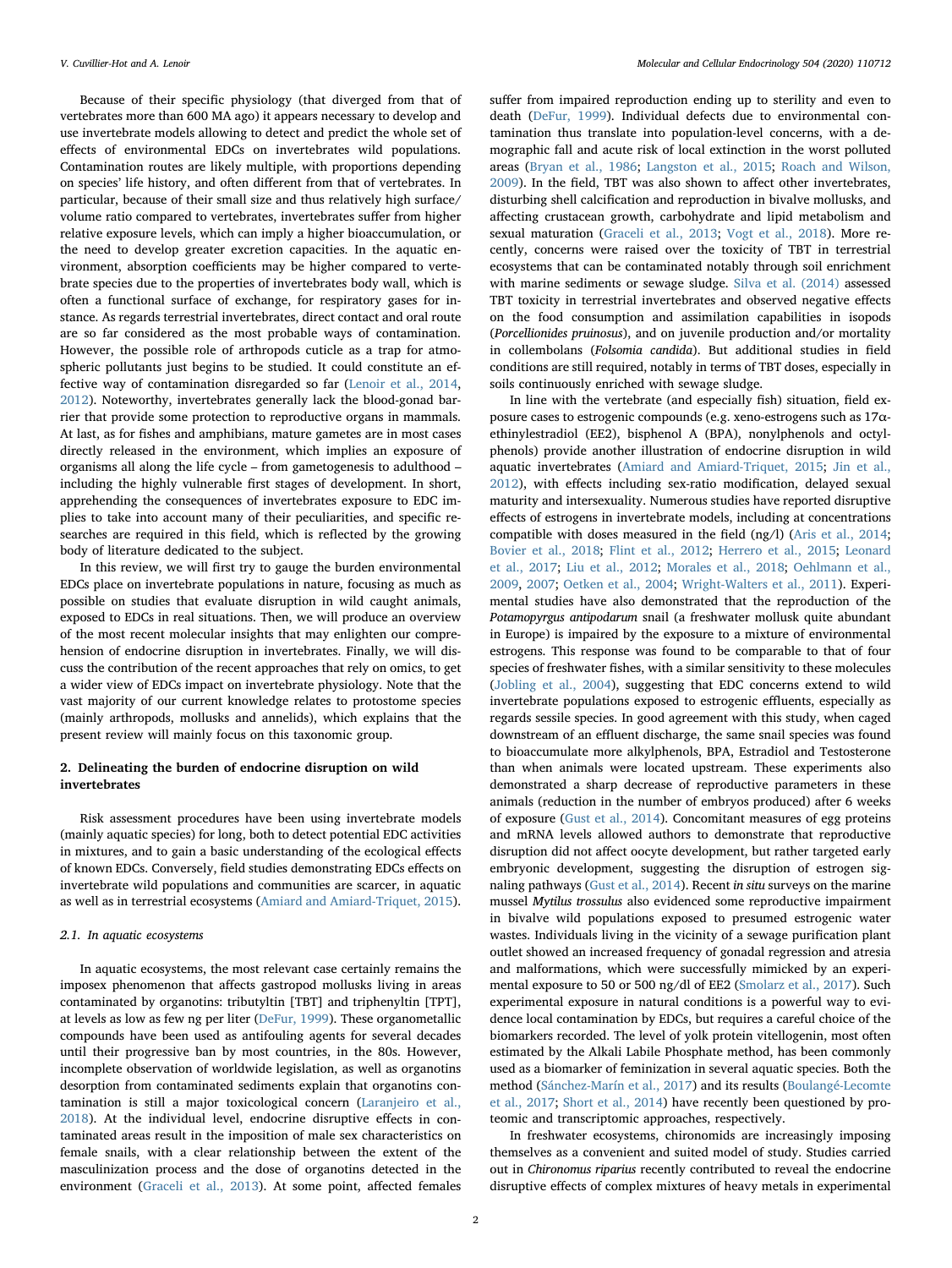Because of their specific physiology (that diverged from that of vertebrates more than 600 MA ago) it appears necessary to develop and use invertebrate models allowing to detect and predict the whole set of effects of environmental EDCs on invertebrates wild populations. Contamination routes are likely multiple, with proportions depending on species' life history, and often different from that of vertebrates. In particular, because of their small size and thus relatively high surface/volume ratio compared to vertebrates, invertebrates suffer from higher relative exposure levels, which can imply a higher bioaccumulation, or the need to develop greater excretion capacities. In the aquatic environment, absorption coefficients may be higher compared to vertebrate species due to the properties of invertebrates body wall, which is often a functional surface of exchange, for respiratory gases for instance. As regards terrestrial invertebrates, direct contact and oral route are so far considered as the most probable ways of contamination. However, the possible role of arthropods cuticle as a trap for atmospheric pollutants just begins to be studied. It could constitute an effective way of contamination disregarded so far (Lenoir et al., 2014, 2012). Noteworthy, invertebrates generally lack the blood-gonad barrier that provide some protection to reproductive organs in mammals. At last, as for fishes and amphibians, mature gametes are in most cases directly released in the environment, which implies an exposure of organisms all along the life cycle – from gametogenesis to adulthood – including the highly vulnerable first stages of development. In short, apprehending the consequences of invertebrates exposure to EDC implies to take into account many of their peculiarities, and specific researches are required in this field, which is reflected by the growing body of literature dedicated to the subject.

In this review, we will first try to gauge the burden environmental EDCs place on invertebrate populations in nature, focusing as much as possible on studies that evaluate disruption in wild caught animals, exposed to EDCs in real situations. Then, we will produce an overview of the most recent molecular insights that may enlighten our comprehension of endocrine disruption in invertebrates. Finally, we will discuss the contribution of the recent approaches that rely on omics, to get a wider view of EDCs impact on invertebrate physiology. Note that the vast majority of our current knowledge relates to protostome species (mainly arthropods, mollusks and annelids), which explains that the present review will mainly focus on this taxonomic group.

## 2. Delineating the burden of endocrine disruption on wild invertebrates

Risk assessment procedures have been using invertebrate models (mainly aquatic species) for long, both to detect potential EDC activities in mixtures, and to gain a basic understanding of the ecological effects of known EDCs. Conversely, field studies demonstrating EDCs effects on invertebrate wild populations and communities are scarcer, in aquatic as well as in terrestrial ecosystems (Amiard and Amiard-Triquet, 2015).

### 2.1. In aquatic ecosystems

In aquatic ecosystems, the most relevant case certainly remains the imposex phenomenon that affects gastropod mollusks living in areas contaminated by organotins: tributyltin [TBT] and triphenyltin [TPT], at levels as low as few ng per liter (DeFur, 1999). These organometallic compounds have been used as antifouling agents for several decades until their progressive ban by most countries, in the 80s. However, incomplete observation of worldwide legislation, as well as organotins desorption from contaminated sediments explain that organotins contamination is still a major toxicological concern (Laranjeiro et al., 2018). At the individual level, endocrine disruptive effects in contaminated areas result in the imposition of male sex characteristics on female snails, with a clear relationship between the extent of the masculinization process and the dose of organotins detected in the environment (Graceli et al., 2013). At some point, affected females suffer from impaired reproduction ending up to sterility and even to death (DeFur, 1999). Individual defects due to environmental contamination thus translate into population-level concerns, with a demographic fall and acute risk of local extinction in the worst polluted areas (Bryan et al., 1986; Langston et al., 2015; Roach and Wilson, 2009). In the field, TBT was also shown to affect other invertebrates, disturbing shell calcification and reproduction in bivalve mollusks, and affecting crustacean growth, carbohydrate and lipid metabolism and sexual maturation (Graceli et al., 2013; Vogt et al., 2018). More recently, concerns were raised over the toxicity of TBT in terrestrial ecosystems that can be contaminated notably through soil enrichment with marine sediments or sewage sludge. Silva et al. (2014) assessed TBT toxicity in terrestrial invertebrates and observed negative effects on the food consumption and assimilation capabilities in isopods (*Porcellionides pruinosus*), and on juvenile production and/or mortality in collembolans (*Folsomia candida*). But additional studies in field conditions are still required, notably in terms of TBT doses, especially in soils continuously enriched with sewage sludge.

In line with the vertebrate (and especially fish) situation, field exposure cases to estrogenic compounds (e.g. xeno-estrogens such as 17α-ethinylestradiol (EE2), bisphenol A (BPA), nonylphenols and octylphenols) provide another illustration of endocrine disruption in wild aquatic invertebrates (Amiard and Amiard-Triquet, 2015; Jin et al., 2012), with effects including sex-ratio modification, delayed sexual maturity and intersexuality. Numerous studies have reported disruptive effects of estrogens in invertebrate models, including at concentrations compatible with doses measured in the field (ng/l) (Aris et al., 2014; Bovier et al., 2018; Flint et al., 2012; Herrero et al., 2015; Leonard et al., 2017; Liu et al., 2012; Morales et al., 2018; Oehlmann et al., 2009, 2007; Oetken et al., 2004; Wright-Walters et al., 2011). Experimental studies have also demonstrated that the reproduction of the *Potamopyrgus antipodarum* snail (a freshwater mollusk quite abundant in Europe) is impaired by the exposure to a mixture of environmental estrogens. This response was found to be comparable to that of four species of freshwater fishes, with a similar sensitivity to these molecules (Jobling et al., 2004), suggesting that EDC concerns extend to wild invertebrate populations exposed to estrogenic effluents, especially as regards sessile species. In good agreement with this study, when caged downstream of an effluent discharge, the same snail species was found to bioaccumulate more alkylphenols, BPA, Estradiol and Testosterone than when animals were located upstream. These experiments also demonstrated a sharp decrease of reproductive parameters in these animals (reduction in the number of embryos produced) after 6 weeks of exposure (Gust et al., 2014). Concomitant measures of egg proteins and mRNA levels allowed authors to demonstrate that reproductive disruption did not affect oocyte development, but rather targeted early embryonic development, suggesting the disruption of estrogen signaling pathways (Gust et al., 2014). Recent *in situ* surveys on the marine mussel *Mytilus trossulus* also evidenced some reproductive impairment in bivalve wild populations exposed to presumed estrogenic water wastes. Individuals living in the vicinity of a sewage purification plant outlet showed an increased frequency of gonadal regression and atresia and malformations, which were successfully mimicked by an experimental exposure to 50 or 500 ng/dl of EE2 (Smolarz et al., 2017). Such experimental exposure in natural conditions is a powerful way to evidence local contamination by EDCs, but requires a careful choice of the biomarkers recorded. The level of yolk protein vitellogenin, most often estimated by the Alkali Labile Phosphate method, has been commonly used as a biomarker of feminization in several aquatic species. Both the method (Sánchez-Marín et al., 2017) and its results (Boulangé-Lecomte et al., 2017; Short et al., 2014) have recently been questioned by proteomic and transcriptomic approaches, respectively.

In freshwater ecosystems, chironomids are increasingly imposing themselves as a convenient and suited model of study. Studies carried out in *Chironomus riparius* recently contributed to reveal the endocrine disruptive effects of complex mixtures of heavy metals in experimental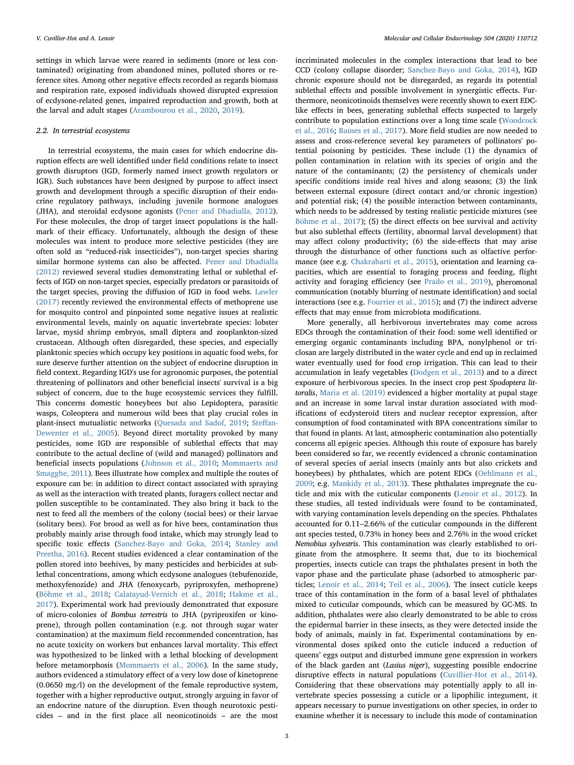settings in which larvae were reared in sediments (more or less contaminated) originating from abandoned mines, polluted shores or reference sites. Among other negative effects recorded as regards biomass and respiration rate, exposed individuals showed disrupted expression of ecdysone-related genes, impaired reproduction and growth, both at the larval and adult stages (Arambourou et al., 2020, 2019).

### 2.2. In terrestrial ecosystems

In terrestrial ecosystems, the main cases for which endocrine disruption effects are well identified under field conditions relate to insect growth disruptors (IGD, formerly named insect growth regulators or IGR). Such substances have been designed by purpose to affect insect growth and development through a specific disruption of their endocrine regulatory pathways, including juvenile hormone analogues (JHA), and steroidal ecdysone agonists (Pener and Dhadialla, 2012). For these molecules, the drop of target insect populations is the hallmark of their efficacy. Unfortunately, although the design of these molecules was intent to produce more selective pesticides (they are often sold as "reduced-risk insecticides"), non-target species sharing similar hormone systems can also be affected. Pener and Dhadialla (2012) reviewed several studies demonstrating lethal or sublethal effects of IGD on non-target species, especially predators or parasitoids of the target species, proving the diffusion of IGD in food webs. Lawler (2017) recently reviewed the environmental effects of methoprene use for mosquito control and pinpointed some negative issues at realistic environmental levels, mainly on aquatic invertebrate species: lobster larvae, mysid shrimp embryos, small diptera and zooplankton-sized crustacean. Although often disregarded, these species, and especially planktonic species which occupy key positions in aquatic food webs, for sure deserve further attention on the subject of endocrine disruption in field context. Regarding IGD's use for agronomic purposes, the potential threatening of pollinators and other beneficial insects' survival is a big subject of concern, due to the huge ecosystemic services they fulfill. This concerns domestic honeybees but also Lepidoptera, parasitic wasps, Coleoptera and numerous wild bees that play crucial roles in plant-insect mutualistic networks (Quesada and Sadof, 2019; Steffan-Dewenter et al., 2005). Beyond direct mortality provoked by many pesticides, some IGD are responsible of sublethal effects that may contribute to the actual decline of (wild and managed) pollinators and beneficial insects populations (Johnson et al., 2010; Mommaerts and Smagghe, 2011). Bees illustrate how complex and multiple the routes of exposure can be: in addition to direct contact associated with spraying as well as the interaction with treated plants, foragers collect nectar and pollen susceptible to be contaminated. They also bring it back to the nest to feed all the members of the colony (social bees) or their larvae (solitary bees). For brood as well as for hive bees, contamination thus probably mainly arise through food intake, which may strongly lead to specific toxic effects (Sanchez-Bayo and Goka, 2014; Stanley and Preetha, 2016). Recent studies evidenced a clear contamination of the pollen stored into beehives, by many pesticides and herbicides at sublethal concentrations, among which ecdysone analogues (tebufenozide, methoxyfenozide) and JHA (fenoxycarb, pyriproxyfen, methoprene) (Böhme et al., 2018; Calatayud-Vernich et al., 2018; Hakme et al., 2017). Experimental work had previously demonstrated that exposure of micro-colonies of *Bombus terrestris* to JHA (pyriproxifen or kinoprene), through pollen contamination (e.g. not through sugar water contamination) at the maximum field recommended concentration, has no acute toxicity on workers but enhances larval mortality. This effect was hypothesized to be linked with a lethal blocking of development before metamorphosis (Mommaerts et al., 2006). In the same study, authors evidenced a stimulatory effect of a very low dose of kinetoprene (0.0650 mg/l) on the development of the female reproductive system, together with a higher reproductive output, strongly arguing in favor of an endocrine nature of the disruption. Even though neurotoxic pesticides – and in the first place all neonicotinoids – are the most incriminated molecules in the complex interactions that lead to bee CCD (colony collapse disorder; Sanchez-Bayo and Goka, 2014), IGD chronic exposure should not be disregarded, as regards its potential sublethal effects and possible involvement in synergistic effects. Furthermore, neonicotinoids themselves were recently shown to exert EDC-like effects in bees, generating sublethal effects suspected to largely contribute to population extinctions over a long time scale (Woodcock et al., 2016; Baines et al., 2017). More field studies are now needed to assess and cross-reference several key parameters of pollinators' potential poisoning by pesticides. These include (1) the dynamics of pollen contamination in relation with its species of origin and the nature of the contaminants; (2) the persistency of chemicals under specific conditions inside real hives and along seasons; (3) the link between external exposure (direct contact and/or chronic ingestion) and potential risk; (4) the possible interaction between contaminants, which needs to be addressed by testing realistic pesticide mixtures (see Böhme et al., 2017); (5) the direct effects on bee survival and activity but also sublethal effects (fertility, abnormal larval development) that may affect colony productivity; (6) the side-effects that may arise through the disturbance of other functions such as olfactive performance (see e.g. Chakrabarti et al., 2015), orientation and learning capacities, which are essential to foraging process and feeding, flight activity and foraging efficiency (see Prado et al., 2019), pheromonal communication (notably blurring of nestmate identification) and social interactions (see e.g. Fourrier et al., 2015); and (7) the indirect adverse effects that may ensue from microbiota modifications.

More generally, all herbivorous invertebrates may come across EDCs through the contamination of their food: some well identified or emerging organic contaminants including BPA, nonylphenol or triclosan are largely distributed in the water cycle and end up in reclaimed water eventually used for food crop irrigation. This can lead to their accumulation in leafy vegetables (Dodgen et al., 2013) and to a direct exposure of herbivorous species. In the insect crop pest *Spodoptera littoralis*, Maria et al. (2019) evidenced a higher mortality at pupal stage and an increase in some larval instar duration associated with modifications of ecdysteroid titers and nuclear receptor expression, after consumption of food contaminated with BPA concentrations similar to that found in plants. At last, atmospheric contamination also potentially concerns all epigeic species. Although this route of exposure has barely been considered so far, we recently evidenced a chronic contamination of several species of aerial insects (mainly ants but also crickets and honeybees) by phthalates, which are potent EDCs (Oehlmann et al., 2009; e.g. Mankidy et al., 2013). These phthalates impregnate the cuticle and mix with the cuticular components (Lenoir et al., 2012). In these studies, all tested individuals were found to be contaminated, with varying contamination levels depending on the species. Phthalates accounted for 0.11–2.66% of the cuticular compounds in the different ant species tested, 0.73% in honey bees and 2.76% in the wood cricket *Nemobius sylvestris*. This contamination was clearly established to originate from the atmosphere. It seems that, due to its biochemical properties, insects cuticle can traps the phthalates present in both the vapor phase and the particulate phase (adsorbed to atmospheric particles; Lenoir et al., 2014; Teil et al., 2006). The insect cuticle keeps trace of this contamination in the form of a basal level of phthalates mixed to cuticular compounds, which can be measured by GC-MS. In addition, phthalates were also clearly demonstrated to be able to cross the epidermal barrier in these insects, as they were detected inside the body of animals, mainly in fat. Experimental contaminations by environmental doses spiked onto the cuticle induced a reduction of queens' eggs output and disturbed immune gene expression in workers of the black garden ant (*Lasius niger*), suggesting possible endocrine disruptive effects in natural populations (Cuvillier-Hot et al., 2014). Considering that these observations may potentially apply to all invertebrate species possessing a cuticle or a lipophilic integument, it appears necessary to pursue investigations on other species, in order to examine whether it is necessary to include this mode of contamination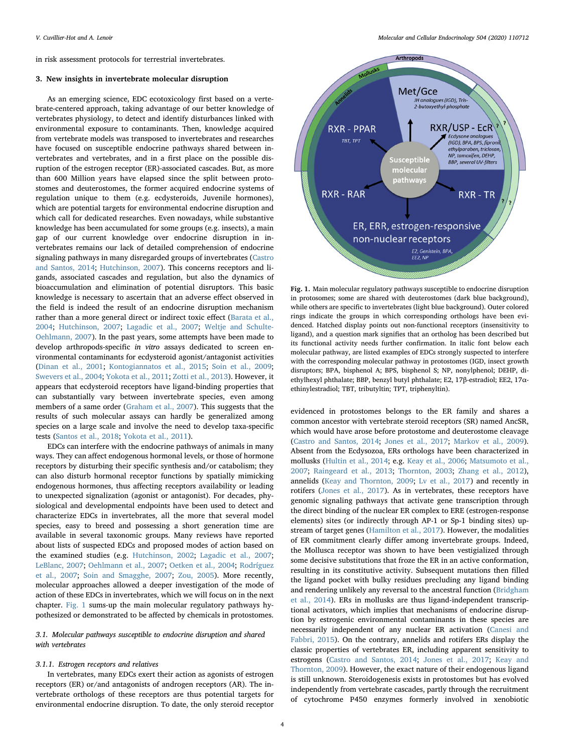in risk assessment protocols for terrestrial invertebrates.

## 3. New insights in invertebrate molecular disruption

As an emerging science, EDC ecotoxicology first based on a vertebrate-centered approach, taking advantage of our better knowledge of vertebrates physiology, to detect and identify disturbances linked with environmental exposure to contaminants. Then, knowledge acquired from vertebrate models was transposed to invertebrates and researches have focused on susceptible endocrine pathways shared between invertebrates and vertebrates, and in a first place on the possible disruption of the estrogen receptor (ER)-associated cascades. But, as more than 600 Million years have elapsed since the split between protostomes and deuterostomes, the former acquired endocrine systems of regulation unique to them (e.g. ecdysteroids, Juvenile hormones), which are potential targets for environmental endocrine disruption and which call for dedicated researches. Even nowadays, while substantive knowledge has been accumulated for some groups (e.g. insects), a main gap of our current knowledge over endocrine disruption in invertebrates remains our lack of detailed comprehension of endocrine signaling pathways in many disregarded groups of invertebrates (Castro and Santos, 2014; Hutchinson, 2007). This concerns receptors and ligands, associated cascades and regulation, but also the dynamics of bioaccumulation and elimination of potential disruptors. This basic knowledge is necessary to ascertain that an adverse effect observed in the field is indeed the result of an endocrine disruption mechanism rather than a more general direct or indirect toxic effect (Barata et al., 2004; Hutchinson, 2007; Lagadic et al., 2007; Weltje and Schulte-Oehlmann, 2007). In the past years, some attempts have been made to develop arthropods-specific *in vitro* assays dedicated to screen environmental contaminants for ecdysteroid agonist/antagonist activities (Dinan et al., 2001; Kontogiannatos et al., 2015; Soin et al., 2009; Swevers et al., 2004; Yokota et al., 2011; Zotti et al., 2013). However, it appears that ecdysteroid receptors have ligand-binding properties that can substantially vary between invertebrate species, even among members of a same order (Graham et al., 2007). This suggests that the results of such molecular assays can hardly be generalized among species on a large scale and involve the need to develop taxa-specific tests (Santos et al., 2018; Yokota et al., 2011).

EDCs can interfere with the endocrine pathways of animals in many ways. They can affect endogenous hormonal levels, or those of hormone receptors by disturbing their specific synthesis and/or catabolism; they can also disturb hormonal receptor functions by spatially mimicking endogenous hormones, thus affecting receptors availability or leading to unexpected signalization (agonist or antagonist). For decades, physiological and developmental endpoints have been used to detect and characterize EDCs in invertebrates, all the more that several model species, easy to breed and possessing a short generation time are available in several taxonomic groups. Many reviews have reported about lists of suspected EDCs and proposed modes of action based on the examined studies (e.g. Hutchinson, 2002; Lagadic et al., 2007; LeBlanc, 2007; Oehlmann et al., 2007; Oetken et al., 2004; Rodríguez et al., 2007; Soin and Smagghe, 2007; Zou, 2005). More recently, molecular approaches allowed a deeper investigation of the mode of action of these EDCs in invertebrates, which we will focus on in the next chapter. Fig. 1 sums-up the main molecular regulatory pathways hypothesized or demonstrated to be affected by chemicals in protostomes.

### 3.1. Molecular pathways susceptible to endocrine disruption and shared with vertebrates

#### 3.1.1. Estrogen receptors and relatives

In vertebrates, many EDCs exert their action as agonists of estrogen receptors (ER) or/and antagonists of androgen receptors (AR). The invertebrate orthologs of these receptors are thus potential targets for environmental endocrine disruption. To date, the only steroid receptor evidenced in protostomes belongs to the ER family and shares a common ancestor with vertebrate steroid receptors (SR) named AncSR, which would have arose before protostome and deuterostome cleavage (Castro and Santos, 2014; Jones et al., 2017; Markov et al., 2009). Absent from the Ecdysozoa, ERs orthologs have been characterized in mollusks (Hultin et al., 2014; e.g. Keay et al., 2006; Matsumoto et al., 2007; Raingeard et al., 2013; Thornton, 2003; Zhang et al., 2012), annelids (Keay and Thornton, 2009; Lv et al., 2017) and recently in rotifers (Jones et al., 2017). As in vertebrates, these receptors have genomic signaling pathways that activate gene transcription through the direct binding of the nuclear ER complex to ERE (estrogen-response elements) sites (or indirectly through AP-1 or Sp-1 binding sites) upstream of target genes (Hamilton et al., 2017). However, the modalities of ER commitment clearly differ among invertebrate groups. Indeed, the Mollusca receptor was shown to have been vestigialized through some decisive substitutions that froze the ER in an active conformation, resulting in its constitutive activity. Subsequent mutations then filled the ligand pocket with bulky residues precluding any ligand binding and rendering unlikely any reversal to the ancestral function (Bridgham et al., 2014). ERs in mollusks are thus ligand-independent transcriptional activators, which implies that mechanisms of endocrine disruption by estrogenic environmental contaminants in these species are necessarily independent of any nuclear ER activation (Canesi and Fabbri, 2015). On the contrary, annelids and rotifers ERs display the classic properties of vertebrates ER, including apparent sensitivity to estrogens (Castro and Santos, 2014; Jones et al., 2017; Keay and Thornton, 2009). However, the exact nature of their endogenous ligand is still unknown. Steroidogenesis exists in protostomes but has evolved independently from vertebrate cascades, partly through the recruitment of cytochrome P450 enzymes formerly involved in xenobiotic

Fig. 1. Main molecular regulatory pathways susceptible to endocrine disruption in protostomes; some are shared with deuterostomes (dark blue background), while others are specific to invertebrates (light blue background). Outer colored rings indicate the groups in which corresponding orthologs have been evidenced. Hatched display points out non-functional receptors (insensitivity to ligand), and a question mark signifies that an ortholog has been described but its functional activity needs further confirmation. In italic font below each molecular pathway, are listed examples of EDCs strongly suspected to interfere with the corresponding molecular pathway in protostomes (IGD, insect growth disruptors; BPA, bisphenol A; BPS, bisphenol S; NP, nonylphenol; DEHP, diethylhexyl phthalate; BBP, benzyl butyl phthalate; E2, 17β-estradiol; EE2, 17α-ethinylestradiol; TBT, tributyltin; TPT, triphenyltin).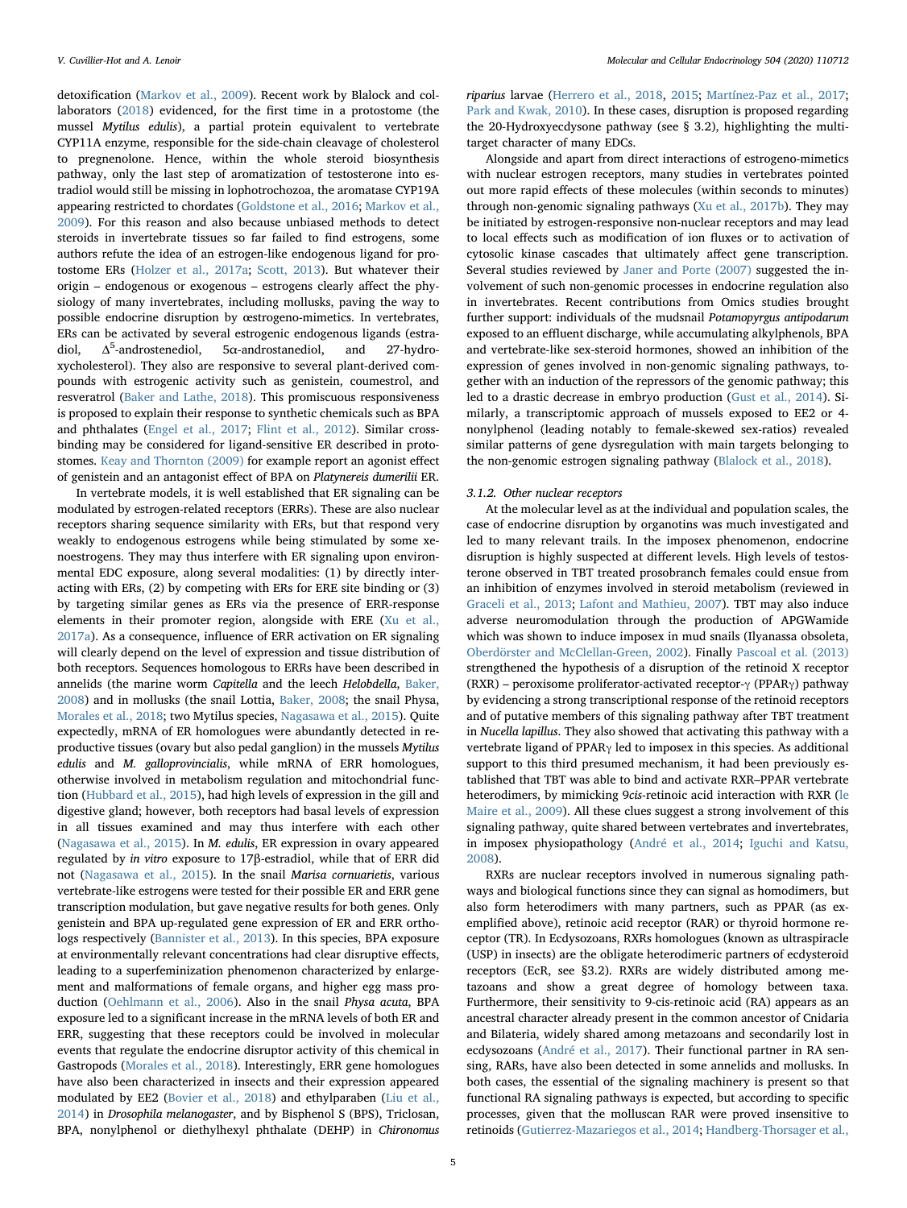detoxification (Markov et al., 2009). Recent work by Blalock and collaborators (2018) evidenced, for the first time in a protostome (the mussel *Mytilus edulis*), a partial protein equivalent to vertebrate CYP11A enzyme, responsible for the side-chain cleavage of cholesterol to pregnenolone. Hence, within the whole steroid biosynthesis pathway, only the last step of aromatization of testosterone into estradiol would still be missing in lophotrochozoa, the aromatase CYP19A appearing restricted to chordates (Goldstone et al., 2016; Markov et al., 2009). For this reason and also because unbiased methods to detect steroids in invertebrate tissues so far failed to find estrogens, some authors refute the idea of an estrogen-like endogenous ligand for protostome ERs (Holzer et al., 2017a; Scott, 2013). But whatever their origin – endogenous or exogenous – estrogens clearly affect the physiology of many invertebrates, including mollusks, paving the way to possible endocrine disruption by œstrogeno-mimetics. In vertebrates, ERs can be activated by several estrogenic endogenous ligands (estradiol, $\Delta^5$-androstenediol, 5α-androstanediol, and 27-hydroxycholesterol). They also are responsive to several plant-derived compounds with estrogenic activity such as genistein, coumestrol, and resveratrol (Baker and Lathe, 2018). This promiscuous responsiveness is proposed to explain their response to synthetic chemicals such as BPA and phthalates (Engel et al., 2017; Flint et al., 2012). Similar cross-binding may be considered for ligand-sensitive ER described in protostomes. Keay and Thornton (2009) for example report an agonist effect of genistein and an antagonist effect of BPA on *Platynereis dumerilii* ER.

In vertebrate models, it is well established that ER signaling can be modulated by estrogen-related receptors (ERRs). These are also nuclear receptors sharing sequence similarity with ERs, but that respond very weakly to endogenous estrogens while being stimulated by some xenoestrogens. They may thus interfere with ER signaling upon environmental EDC exposure, along several modalities: (1) by directly interacting with ERs, (2) by competing with ERs for ERE site binding or (3) by targeting similar genes as ERs via the presence of ERR-response elements in their promoter region, alongside with ERE (Xu et al., 2017a). As a consequence, influence of ERR activation on ER signaling will clearly depend on the level of expression and tissue distribution of both receptors. Sequences homologous to ERRs have been described in annelids (the marine worm *Capitella* and the leech *Helobdella*, Baker, 2008) and in mollusks (the snail Lottia, Baker, 2008; the snail Physa, Morales et al., 2018; two Mytilus species, Nagasawa et al., 2015). Quite expectedly, mRNA of ER homologues were abundantly detected in reproductive tissues (ovary but also pedal ganglion) in the mussels *Mytilus edulis* and *M. galloprovincialis*, while mRNA of ERR homologues, otherwise involved in metabolism regulation and mitochondrial function (Hubbard et al., 2015), had high levels of expression in the gill and digestive gland; however, both receptors had basal levels of expression in all tissues examined and may thus interfere with each other (Nagasawa et al., 2015). In *M. edulis*, ER expression in ovary appeared regulated by *in vitro* exposure to 17β-estradiol, while that of ERR did not (Nagasawa et al., 2015). In the snail *Marisa cornuarietis*, various vertebrate-like estrogens were tested for their possible ER and ERR gene transcription modulation, but gave negative results for both genes. Only genistein and BPA up-regulated gene expression of ER and ERR orthologs respectively (Bannister et al., 2013). In this species, BPA exposure at environmentally relevant concentrations had clear disruptive effects, leading to a superfeminization phenomenon characterized by enlargement and malformations of female organs, and higher egg mass production (Oehlmann et al., 2006). Also in the snail *Physa acuta*, BPA exposure led to a significant increase in the mRNA levels of both ER and ERR, suggesting that these receptors could be involved in molecular events that regulate the endocrine disruptor activity of this chemical in Gastropods (Morales et al., 2018). Interestingly, ERR gene homologues have also been characterized in insects and their expression appeared modulated by EE2 (Bovier et al., 2018) and ethylparaben (Liu et al., 2014) in *Drosophila melanogaster*, and by Bisphenol S (BPS), Triclosan, BPA, nonylphenol or diethylhexyl phthalate (DEHP) in *Chironomus riparius* larvae (Herrero et al., 2018, 2015; Martínez-Paz et al., 2017; Park and Kwak, 2010). In these cases, disruption is proposed regarding the 20-Hydroxyecdysone pathway (see § 3.2), highlighting the multi-target character of many EDCs.

Alongside and apart from direct interactions of estrogeno-mimetics with nuclear estrogen receptors, many studies in vertebrates pointed out more rapid effects of these molecules (within seconds to minutes) through non-genomic signaling pathways (Xu et al., 2017b). They may be initiated by estrogen-responsive non-nuclear receptors and may lead to local effects such as modification of ion fluxes or to activation of cytosolic kinase cascades that ultimately affect gene transcription. Several studies reviewed by Janer and Porte (2007) suggested the involvement of such non-genomic processes in endocrine regulation also in invertebrates. Recent contributions from Omics studies brought further support: individuals of the mudsnail *Potamopyrgus antipodarum* exposed to an effluent discharge, while accumulating alkylphenols, BPA and vertebrate-like sex-steroid hormones, showed an inhibition of the expression of genes involved in non-genomic signaling pathways, together with an induction of the repressors of the genomic pathway; this led to a drastic decrease in embryo production (Gust et al., 2014). Similarly, a transcriptomic approach of mussels exposed to EE2 or 4-nonylphenol (leading notably to female-skewed sex-ratios) revealed similar patterns of gene dysregulation with main targets belonging to the non-genomic estrogen signaling pathway (Blalock et al., 2018).

### 3.1.2. Other nuclear receptors

At the molecular level as at the individual and population scales, the case of endocrine disruption by organotins was much investigated and led to many relevant trails. In the imposex phenomenon, endocrine disruption is highly suspected at different levels. High levels of testosterone observed in TBT treated prosobranch females could ensue from an inhibition of enzymes involved in steroid metabolism (reviewed in Graceli et al., 2013; Lafont and Mathieu, 2007). TBT may also induce adverse neuromodulation through the production of APGWamide which was shown to induce imposex in mud snails (Ilyanassa obsoleta, Oberdörster and McClellan-Green, 2002). Finally Pascoal et al. (2013) strengthened the hypothesis of a disruption of the retinoid X receptor (RXR) – peroxisome proliferator-activated receptor-γ (PPARγ) pathway by evidencing a strong transcriptional response of the retinoid receptors and of putative members of this signaling pathway after TBT treatment in *Nucella lapillus*. They also showed that activating this pathway with a vertebrate ligand of PPARγ led to imposex in this species. As additional support to this third presumed mechanism, it had been previously established that TBT was able to bind and activate RXR–PPAR vertebrate heterodimers, by mimicking 9*cis*-retinoic acid interaction with RXR (le Maire et al., 2009). All these clues suggest a strong involvement of this signaling pathway, quite shared between vertebrates and invertebrates, in imposex physiopathology (André et al., 2014; Iguchi and Katsu, 2008).

RXRs are nuclear receptors involved in numerous signaling pathways and biological functions since they can signal as homodimers, but also form heterodimers with many partners, such as PPAR (as exemplified above), retinoic acid receptor (RAR) or thyroid hormone receptor (TR). In Ecdysozoans, RXRs homologues (known as ultraspiracle (USP) in insects) are the obligate heterodimeric partners of ecdysteroid receptors (EcR, see §3.2). RXRs are widely distributed among metazoans and show a great degree of homology between taxa. Furthermore, their sensitivity to 9-cis-retinoic acid (RA) appears as an ancestral character already present in the common ancestor of Cnidaria and Bilateria, widely shared among metazoans and secondarily lost in ecdysozoans (André et al., 2017). Their functional partner in RA sensing, RARs, have also been detected in some annelids and mollusks. In both cases, the essential of the signaling machinery is present so that functional RA signaling pathways is expected, but according to specific processes, given that the molluscan RAR were proved insensitive to retinoids (Gutierrez-Mazariegos et al., 2014; Handberg-Thorsager et al.,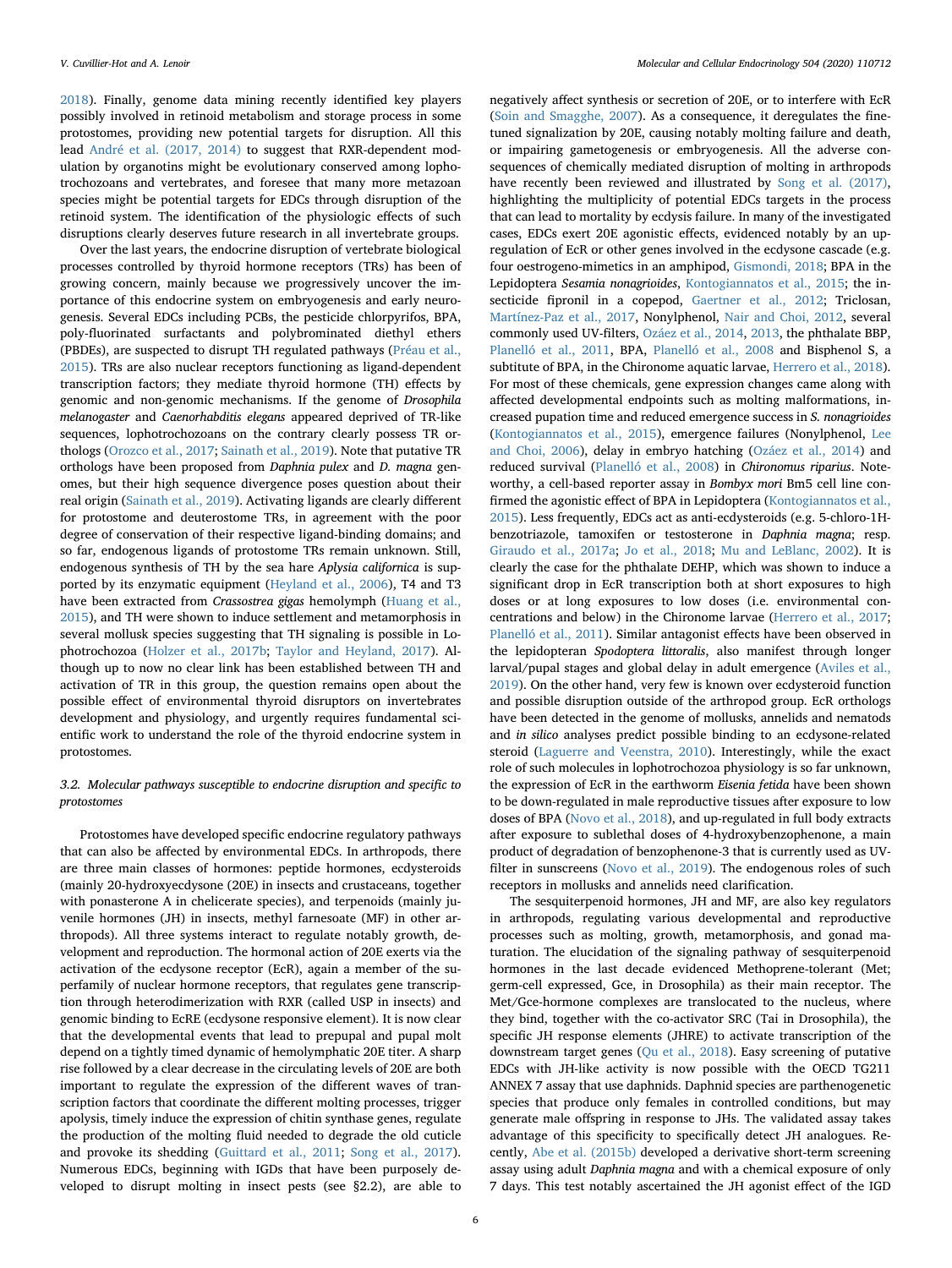2018). Finally, genome data mining recently identified key players possibly involved in retinoid metabolism and storage process in some protostomes, providing new potential targets for disruption. All this lead André et al. (2017, 2014) to suggest that RXR-dependent modulation by organotins might be evolutionary conserved among lophotrochozoans and vertebrates, and foresee that many more metazoan species might be potential targets for EDCs through disruption of the retinoid system. The identification of the physiologic effects of such disruptions clearly deserves future research in all invertebrate groups.

Over the last years, the endocrine disruption of vertebrate biological processes controlled by thyroid hormone receptors (TRs) has been of growing concern, mainly because we progressively uncover the importance of this endocrine system on embryogenesis and early neurogenesis. Several EDCs including PCBs, the pesticide chlorpyrifos, BPA, poly-fluorinated surfactants and polybrominated diethyl ethers (PBDEs), are suspected to disrupt TH regulated pathways (Préau et al., 2015). TRs are also nuclear receptors functioning as ligand-dependent transcription factors; they mediate thyroid hormone (TH) effects by genomic and non-genomic mechanisms. If the genome of *Drosophila melanogaster* and *Caenorhabditis elegans* appeared deprived of TR-like sequences, lophotrochozoans on the contrary clearly possess TR orthologs (Orozco et al., 2017; Sainath et al., 2019). Note that putative TR orthologs have been proposed from *Daphnia pulex* and *D. magna* genomes, but their high sequence divergence poses question about their real origin (Sainath et al., 2019). Activating ligands are clearly different for protostome and deuterostome TRs, in agreement with the poor degree of conservation of their respective ligand-binding domains; and so far, endogenous ligands of protostome TRs remain unknown. Still, endogenous synthesis of TH by the sea hare *Aplysia californica* is supported by its enzymatic equipment (Heyland et al., 2006), T4 and T3 have been extracted from *Crassostrea gigas* hemolymph (Huang et al., 2015), and TH were shown to induce settlement and metamorphosis in several mollusk species suggesting that TH signaling is possible in Lophotrochozoa (Holzer et al., 2017b; Taylor and Heyland, 2017). Although up to now no clear link has been established between TH and activation of TR in this group, the question remains open about the possible effect of environmental thyroid disruptors on invertebrates development and physiology, and urgently requires fundamental scientific work to understand the role of the thyroid endocrine system in protostomes.

### 3.2. Molecular pathways susceptible to endocrine disruption and specific to protostomes

Protostomes have developed specific endocrine regulatory pathways that can also be affected by environmental EDCs. In arthropods, there are three main classes of hormones: peptide hormones, ecdysteroids (mainly 20-hydroxyecdysone (20E) in insects and crustaceans, together with ponasterone A in chelicerate species), and terpenoids (mainly juvenile hormones (JH) in insects, methyl farnesoate (MF) in other arthropods). All three systems interact to regulate notably growth, development and reproduction. The hormonal action of 20E exerts via the activation of the ecdysone receptor (EcR), again a member of the superfamily of nuclear hormone receptors, that regulates gene transcription through heterodimerization with RXR (called USP in insects) and genomic binding to EcRE (ecdysone responsive element). It is now clear that the developmental events that lead to prepupal and pupal molt depend on a tightly timed dynamic of hemolymphatic 20E titer. A sharp rise followed by a clear decrease in the circulating levels of 20E are both important to regulate the expression of the different waves of transcription factors that coordinate the different molting processes, trigger apolysis, timely induce the expression of chitin synthase genes, regulate the production of the molting fluid needed to degrade the old cuticle and provoke its shedding (Guittard et al., 2011; Song et al., 2017). Numerous EDCs, beginning with IGDs that have been purposely developed to disrupt molting in insect pests (see §2.2), are able to negatively affect synthesis or secretion of 20E, or to interfere with EcR (Soin and Smagghe, 2007). As a consequence, it deregulates the fine-tuned signalization by 20E, causing notably molting failure and death, or impairing gametogenesis or embryogenesis. All the adverse consequences of chemically mediated disruption of molting in arthropods have recently been reviewed and illustrated by Song et al. (2017), highlighting the multiplicity of potential EDCs targets in the process that can lead to mortality by ecdysis failure. In many of the investigated cases, EDCs exert 20E agonistic effects, evidenced notably by an up-regulation of EcR or other genes involved in the ecdysone cascade (e.g. four oestrogeno-mimetics in an amphipod, Gismondi, 2018; BPA in the Lepidoptera *Sesamia nonagrioides*, Kontogiannatos et al., 2015; the insecticide fipronil in a copepod, Gaertner et al., 2012; Triclosan, Martínez-Paz et al., 2017, Nonylphenol, Nair and Choi, 2012, several commonly used UV-filters, Ozáez et al., 2014, 2013, the phthalate BBP, Planelló et al., 2011, BPA, Planelló et al., 2008 and Bisphenol S, a subtitute of BPA, in the Chironome aquatic larvae, Herrero et al., 2018). For most of these chemicals, gene expression changes came along with affected developmental endpoints such as molting malformations, increased pupation time and reduced emergence success in *S. nonagrioides* (Kontogiannatos et al., 2015), emergence failures (Nonylphenol, Lee and Choi, 2006), delay in embryo hatching (Ozáez et al., 2014) and reduced survival (Planelló et al., 2008) in *Chironomus riparius*. Noteworthy, a cell-based reporter assay in *Bombyx mori* Bm5 cell line confirmed the agonistic effect of BPA in Lepidoptera (Kontogiannatos et al., 2015). Less frequently, EDCs act as anti-ecdysteroids (e.g. 5-chloro-1H-benzotriazole, tamoxifen or testosterone in *Daphnia magna*; resp. Giraudo et al., 2017a; Jo et al., 2018; Mu and LeBlanc, 2002). It is clearly the case for the phthalate DEHP, which was shown to induce a significant drop in EcR transcription both at short exposures to high doses or at long exposures to low doses (i.e. environmental concentrations and below) in the Chironome larvae (Herrero et al., 2017; Planelló et al., 2011). Similar antagonist effects have been observed in the lepidopteran *Spodoptera littoralis*, also manifest through longer larval/pupal stages and global delay in adult emergence (Aviles et al., 2019). On the other hand, very few is known over ecdysteroid function and possible disruption outside of the arthropod group. EcR orthologs have been detected in the genome of mollusks, annelids and nematods and *in silico* analyses predict possible binding to an ecdysone-related steroid (Laguerre and Veenstra, 2010). Interestingly, while the exact role of such molecules in lophotrochozoa physiology is so far unknown, the expression of EcR in the earthworm *Eisenia fetida* have been shown to be down-regulated in male reproductive tissues after exposure to low doses of BPA (Novo et al., 2018), and up-regulated in full body extracts after exposure to sublethal doses of 4-hydroxybenzophenone, a main product of degradation of benzophenone-3 that is currently used as UV-filter in sunscreens (Novo et al., 2019). The endogenous roles of such receptors in mollusks and annelids need clarification.

The sesquiterpenoid hormones, JH and MF, are also key regulators in arthropods, regulating various developmental and reproductive processes such as molting, growth, metamorphosis, and gonad maturation. The elucidation of the signaling pathway of sesquiterpenoid hormones in the last decade evidenced Methoprene-tolerant (Met; germ-cell expressed, Gce, in Drosophila) as their main receptor. The Met/Gce-hormone complexes are translocated to the nucleus, where they bind, together with the co-activator SRC (Tai in Drosophila), the specific JH response elements (JHRE) to activate transcription of the downstream target genes (Qu et al., 2018). Easy screening of putative EDCs with JH-like activity is now possible with the OECD TG211 ANNEX 7 assay that use daphnids. Daphnid species are parthenogenetic species that produce only females in controlled conditions, but may generate male offspring in response to JHs. The validated assay takes advantage of this specificity to specifically detect JH analogues. Recently, Abe et al. (2015b) developed a derivative short-term screening assay using adult *Daphnia magna* and with a chemical exposure of only 7 days. This test notably ascertained the JH agonist effect of the IGD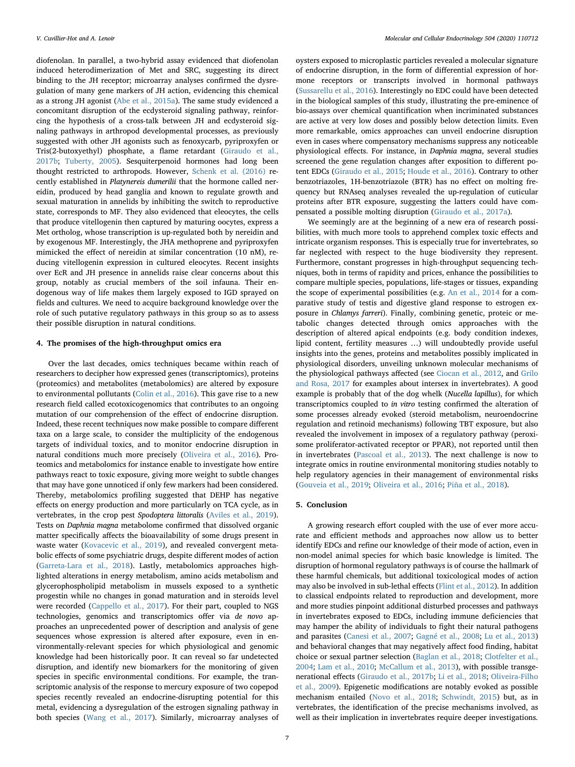diofenolan. In parallel, a two-hybrid assay evidenced that diofenolan induced heterodimerization of Met and SRC, suggesting its direct binding to the JH receptor; microarray analyses confirmed the dysregulation of many gene markers of JH action, evidencing this chemical as a strong JH agonist (Abe et al., 2015a). The same study evidenced a concomitant disruption of the ecdysteroid signaling pathway, reinforcing the hypothesis of a cross-talk between JH and ecdysteroid signaling pathways in arthropod developmental processes, as previously suggested with other JH agonists such as fenoxycarb, pyriproxyfen or Tris(2-butoxyethyl) phosphate, a flame retardant (Giraudo et al., 2017b; Tuberty, 2005). Sesquiterpenoid hormones had long been thought restricted to arthropods. However, Schenk et al. (2016) recently established in *Platynereis dumerilii* that the hormone called nereidin, produced by head ganglia and known to regulate growth and sexual maturation in annelids by inhibiting the switch to reproductive state, corresponds to MF. They also evidenced that eleocytes, the cells that produce vitellogenin then captured by maturing oocytes, express a Met ortholog, whose transcription is up-regulated both by nereidin and by exogenous MF. Interestingly, the JHA methoprene and pyriproxyfen mimicked the effect of nereidin at similar concentration (10 nM), reducing vitellogenin expression in cultured eleocytes. Recent insights over EcR and JH presence in annelids raise clear concerns about this group, notably as crucial members of the soil infauna. Their endogenous way of life makes them largely exposed to IGD sprayed on fields and cultures. We need to acquire background knowledge over the role of such putative regulatory pathways in this group so as to assess their possible disruption in natural conditions.

## 4. The promises of the high-throughput omics era

Over the last decades, omics techniques became within reach of researchers to decipher how expressed genes (transcriptomics), proteins (proteomics) and metabolites (metabolomics) are altered by exposure to environmental pollutants (Colin et al., 2016). This gave rise to a new research field called ecotoxicogenomics that contributes to an ongoing mutation of our comprehension of the effect of endocrine disruption. Indeed, these recent techniques now make possible to compare different taxa on a large scale, to consider the multiplicity of the endogenous targets of individual toxics, and to monitor endocrine disruption in natural conditions much more precisely (Oliveira et al., 2016). Proteomics and metabolomics for instance enable to investigate how entire pathways react to toxic exposure, giving more weight to subtle changes that may have gone unnoticed if only few markers had been considered. Thereby, metabolomics profiling suggested that DEHP has negative effects on energy production and more particularly on TCA cycle, as in vertebrates, in the crop pest *Spodoptera littoralis* (Aviles et al., 2019). Tests on *Daphnia magna* metabolome confirmed that dissolved organic matter specifically affects the bioavailability of some drugs present in waste water (Kovacevic et al., 2019), and revealed convergent metabolic effects of some psychiatric drugs, despite different modes of action (Garreta-Lara et al., 2018). Lastly, metabolomics approaches highlighted alterations in energy metabolism, amino acids metabolism and glycerophospholipid metabolism in mussels exposed to a synthetic progestin while no changes in gonad maturation and in steroids level were recorded (Cappello et al., 2017). For their part, coupled to NGS technologies, genomics and transcriptomics offer via *de novo* approaches an unprecedented power of description and analysis of gene sequences whose expression is altered after exposure, even in environmentally-relevant species for which physiological and genomic knowledge had been historically poor. It can reveal so far undetected disruption, and identify new biomarkers for the monitoring of given species in specific environmental conditions. For example, the transcriptomic analysis of the response to mercury exposure of two copepod species recently revealed an endocrine-disrupting potential for this metal, evidencing a dysregulation of the estrogen signaling pathway in both species (Wang et al., 2017). Similarly, microarray analyses of oysters exposed to microplastic particles revealed a molecular signature of endocrine disruption, in the form of differential expression of hormone receptors or transcripts involved in hormonal pathways (Sussarellu et al., 2016). Interestingly no EDC could have been detected in the biological samples of this study, illustrating the pre-eminence of bio-assays over chemical quantification when incriminated substances are active at very low doses and possibly below detection limits. Even more remarkable, omics approaches can unveil endocrine disruption even in cases where compensatory mechanisms suppress any noticeable physiological effects. For instance, in *Daphnia magna*, several studies screened the gene regulation changes after exposition to different potent EDCs (Giraudo et al., 2015; Houde et al., 2016). Contrary to other benzotriazoles, 1H-benzotriazole (BTR) has no effect on molting frequency but RNAseq analyses revealed the up-regulation of cuticular proteins after BTR exposure, suggesting the latters could have compensated a possible molting disruption (Giraudo et al., 2017a).

We seemingly are at the beginning of a new era of research possibilities, with much more tools to apprehend complex toxic effects and intricate organism responses. This is especially true for invertebrates, so far neglected with respect to the huge biodiversity they represent. Furthermore, constant progresses in high-throughput sequencing techniques, both in terms of rapidity and prices, enhance the possibilities to compare multiple species, populations, life-stages or tissues, expanding the scope of experimental possibilities (e.g. An et al., 2014 for a comparative study of testis and digestive gland response to estrogen exposure in *Chlamys farreri*). Finally, combining genetic, proteic or metabolic changes detected through omics approaches with the description of altered apical endpoints (e.g. body condition indexes, lipid content, fertility measures …) will undoubtedly provide useful insights into the genes, proteins and metabolites possibly implicated in physiological disorders, unveiling unknown molecular mechanisms of the physiological pathways affected (see Ciocan et al., 2012, and Grilo and Rosa, 2017 for examples about intersex in invertebrates). A good example is probably that of the dog whelk (*Nucella lapillus*), for which transcriptomics coupled to *in vitro* testing confirmed the alteration of some processes already evoked (steroid metabolism, neuroendocrine regulation and retinoid mechanisms) following TBT exposure, but also revealed the involvement in imposex of a regulatory pathway (peroxisome proliferator-activated receptor or PPAR), not reported until then in invertebrates (Pascoal et al., 2013). The next challenge is now to integrate omics in routine environmental monitoring studies notably to help regulatory agencies in their management of environmental risks (Gouveia et al., 2019; Oliveira et al., 2016; Piña et al., 2018).

## 5. Conclusion

A growing research effort coupled with the use of ever more accurate and efficient methods and approaches now allow us to better identify EDCs and refine our knowledge of their mode of action, even in non-model animal species for which basic knowledge is limited. The disruption of hormonal regulatory pathways is of course the hallmark of these harmful chemicals, but additional toxicological modes of action may also be involved in sub-lethal effects (Flint et al., 2012). In addition to classical endpoints related to reproduction and development, more and more studies pinpoint additional disturbed processes and pathways in invertebrates exposed to EDCs, including immune deficiencies that may hamper the ability of individuals to fight their natural pathogens and parasites (Canesi et al., 2007; Gagné et al., 2008; Lu et al., 2013) and behavioral changes that may negatively affect food finding, habitat choice or sexual partner selection (Baglan et al., 2018; Clotfelter et al., 2004; Lam et al., 2010; McCallum et al., 2013), with possible transgenerational effects (Giraudo et al., 2017b; Li et al., 2018; Oliveira-Filho et al., 2009). Epigenetic modifications are notably evoked as possible mechanism entailed (Novo et al., 2018; Schwindt, 2015) but, as in vertebrates, the identification of the precise mechanisms involved, as well as their implication in invertebrates require deeper investigations.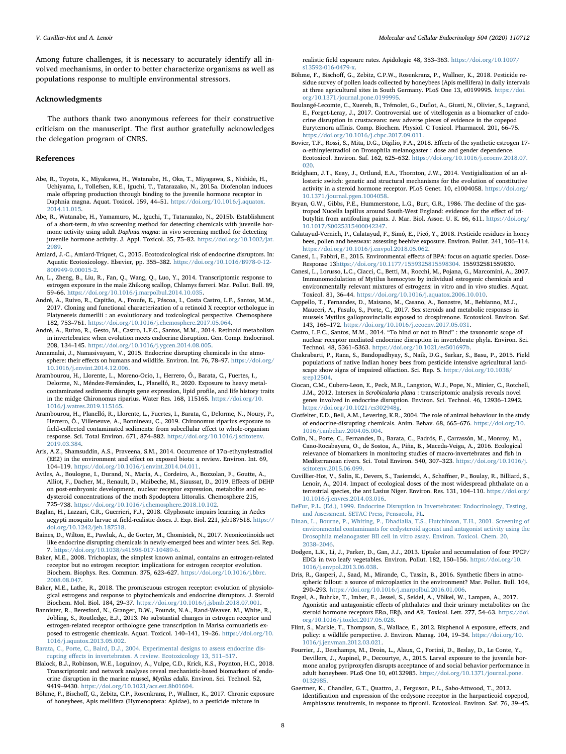Among future challenges, it is necessary to accurately identify all involved mechanisms, in order to better characterize organisms as well as populations response to multiple environmental stressors.

## Acknowledgments

The authors thank two anonymous referees for their constructive criticism on the manuscript. The first author gratefully acknowledges the delegation program of CNRS.

## References

Abe, R., Toyota, K., Miyakawa, H., Watanabe, H., Oka, T., Miyagawa, S., Nishide, H., Uchiyama, I., Tollefsen, K.E., Iguchi, T., Tatarazako, N., 2015a. Diofenolan induces male offspring production through binding to the juvenile hormone receptor in Daphnia magna. Aquat. Toxicol. 159, 44–51. https://doi.org/10.1016/j.aquatox.2014.11.015.

Abe, R., Watanabe, H., Yamamuro, M., Iguchi, T., Tatarazako, N., 2015b. Establishment of a short-term, *in vivo* screening method for detecting chemicals with juvenile hormone activity using adult *Daphnia magna*: in vivo screening method for detecting juvenile hormone activity. J. Appl. Toxicol. 35, 75–82. https://doi.org/10.1002/jat.2989.

Amiard, J.-C., Amiard-Triquet, C., 2015. Ecotoxicological risk of endocrine disruptors. In: Aquatic Ecotoxicology. Elsevier, pp. 355–382. https://doi.org/10.1016/B978-0-12-800949-9.00015-2.

An, L., Zheng, B., Liu, R., Fan, Q., Wang, Q., Luo, Y., 2014. Transcriptomic response to estrogen exposure in the male Zhikong scallop, Chlamys farreri. Mar. Pollut. Bull. 89, 59–66. https://doi.org/10.1016/j.marpolbul.2014.10.035.

André, A., Ruivo, R., Capitão, A., Froufe, E., Páscoa, I., Costa Castro, L.F., Santos, M.M., 2017. Cloning and functional characterization of a retinoid X receptor orthologue in Platynereis dumerilii : an evolutionary and toxicological perspective. Chemosphere 182, 753–761. https://doi.org/10.1016/j.chemosphere.2017.05.064.

André, A., Ruivo, R., Gesto, M., Castro, L.F.C., Santos, M.M., 2014. Retinoid metabolism in invertebrates: when evolution meets endocrine disruption. Gen. Comp. Endocrinol. 208, 134–145. https://doi.org/10.1016/j.ygcen.2014.08.005.

Annamalai, J., Namasivayam, V., 2015. Endocrine disrupting chemicals in the atmosphere: their effects on humans and wildlife. Environ. Int. 76, 78–97. https://doi.org/10.1016/j.envint.2014.12.006.

Arambourou, H., Llorente, L., Moreno-Ocio, I., Herrero, Ó., Barata, C., Fuertes, I., Delorme, N., Méndez-Fernández, L., Planelló, R., 2020. Exposure to heavy metal-contaminated sediments disrupts gene expression, lipid profile, and life history traits in the midge Chironomus riparius. Water Res. 168, 115165. https://doi.org/10.1016/j.watres.2019.115165.

Arambourou, H., Planelló, R., Llorente, L., Fuertes, I., Barata, C., Delorme, N., Noury, P., Herrero, Ó., Villeneuve, A., Bonnineau, C., 2019. Chironomus riparius exposure to field-collected contaminated sediments: from subcellular effect to whole-organism response. Sci. Total Environ. 671, 874–882. https://doi.org/10.1016/j.scitotenv.2019.03.384.

Aris, A.Z., Shamsuddin, A.S., Praveena, S.M., 2014. Occurrence of 17α-ethynylestradiol (EE2) in the environment and effect on exposed biota: a review. Environ. Int. 69, 104–119. https://doi.org/10.1016/j.envint.2014.04.011.

Aviles, A., Boulogne, I., Durand, N., Maria, A., Cordeiro, A., Bozzolan, F., Goutte, A., Alliot, F., Dacher, M., Renault, D., Maibeche, M., Siaussat, D., 2019. Effects of DEHP on post-embryonic development, nuclear receptor expression, metabolite and ecdysteroid concentrations of the moth Spodoptera littoralis. Chemosphere 215, 725–738. https://doi.org/10.1016/j.chemosphere.2018.10.102.

Baglan, H., Lazzari, C.R., Guerrieri, F.J., 2018. Glyphosate impairs learning in Aedes aegypti mosquito larvae at field-realistic doses. J. Exp. Biol. 221, jeb187518. https://doi.org/10.1242/jeb.187518.

Baines, D., Wilton, E., Pawluk, A., de Gorter, M., Chomistek, N., 2017. Neonicotinoids act like endocrine disrupting chemicals in newly-emerged bees and winter bees. Sci. Rep. 7. https://doi.org/10.1038/s41598-017-10489-6.

Baker, M.E., 2008. Trichoplax, the simplest known animal, contains an estrogen-related receptor but no estrogen receptor: implications for estrogen receptor evolution. Biochem. Biophys. Res. Commun. 375, 623–627. https://doi.org/10.1016/j.bbrc.2008.08.047.

Baker, M.E., Lathe, R., 2018. The promiscuous estrogen receptor: evolution of physiological estrogens and response to phytochemicals and endocrine disruptors. J. Steroid Biochem. Mol. Biol. 184, 29–37. https://doi.org/10.1016/j.jsbmb.2018.07.001.

Bannister, R., Beresford, N., Granger, D.W., Pounds, N.A., Rand-Weaver, M., White, R., Jobling, S., Routledge, E.J., 2013. No substantial changes in estrogen receptor and estrogen-related receptor orthologue gene transcription in Marisa cornuarietis exposed to estrogenic chemicals. Aquat. Toxicol. 140–141, 19–26. https://doi.org/10.1016/j.aquatox.2013.05.002.

Barata, C., Porte, C., Baird, D.J., 2004. Experimental designs to assess endocrine disrupting effects in invertebrates. A review. Ecotoxicology 13, 511–517.

Blalock, B.J., Robinson, W.E., Loguinov, A., Vulpe, C.D., Krick, K.S., Poynton, H.C., 2018. Transcriptomic and network analyses reveal mechanistic-based biomarkers of endocrine disruption in the marine mussel, *Mytilus edulis*. Environ. Sci. Technol. 52, 9419–9430. https://doi.org/10.1021/acs.est.8b01604.

Böhme, F., Bischoff, G., Zebitz, C.P., Rosenkranz, P., Wallner, K., 2017. Chronic exposure of honeybees, Apis mellifera (Hymenoptera: Apidae), to a pesticide mixture in realistic field exposure rates. Apidologie 48, 353–363. https://doi.org/10.1007/s13592-016-0479-x.

Böhme, F., Bischoff, G., Zebitz, C.P.W., Rosenkranz, P., Wallner, K., 2018. Pesticide residue survey of pollen loads collected by honeybees (Apis mellifera) in daily intervals at three agricultural sites in South Germany. PLoS One 13, e0199995. https://doi.org/10.1371/journal.pone.0199995.

Boulangé-Lecomte, C., Xuereb, B., Trémolet, G., Duflot, A., Giusti, N., Olivier, S., Legrand, E., Forget-Leray, J., 2017. Controversial use of vitellogenin as a biomarker of endocrine disruption in crustaceans: new adverse pieces of evidence in the copepod Eurytemora affinis. Comp. Biochem. Physiol. C Toxicol. Pharmacol. 201, 66–75. https://doi.org/10.1016/j.cbpc.2017.09.011.

Bovier, T.F., Rossi, S., Mita, D.G., Digilio, F.A., 2018. Effects of the synthetic estrogen 17-α-ethinylestradiol on Drosophila melanogaster : dose and gender dependence. Ecotoxicol. Environ. Saf. 162, 625–632. https://doi.org/10.1016/j.ecoenv.2018.07.020.

Bridgham, J.T., Keay, J., Ortlund, E.A., Thornton, J.W., 2014. Vestigialization of an allosteric switch: genetic and structural mechanisms for the evolution of constitutive activity in a steroid hormone receptor. PLoS Genet. 10, e1004058. https://doi.org/10.1371/journal.pgen.1004058.

Bryan, G.W., Gibbs, P.E., Hummerstone, L.G., Burt, G.R., 1986. The decline of the gastropod Nucella lapillus around South-West England: evidence for the effect of tributyltin from antifouling paints. J. Mar. Biol. Assoc. U. K. 66, 611. https://doi.org/10.1017/S0025315400042247.

Calatayud-Vernich, P., Calatayud, F., Simó, E., Picó, Y., 2018. Pesticide residues in honey bees, pollen and beeswax: assessing beehive exposure. Environ. Pollut. 241, 106–114. https://doi.org/10.1016/j.envpol.2018.05.062.

Canesi, L., Fabbri, E., 2015. Environmental effects of BPA: focus on aquatic species. Dose-Response 13https://doi.org/10.1177/1559325815598304. 155932581559830.

Canesi, L., Lorusso, L.C., Ciacci, C., Betti, M., Rocchi, M., Pojana, G., Marcomini, A., 2007. Immunomodulation of Mytilus hemocytes by individual estrogenic chemicals and environmentally relevant mixtures of estrogens: in vitro and in vivo studies. Aquat. Toxicol. 81, 36–44. https://doi.org/10.1016/j.aquatox.2006.10.010.

Cappello, T., Fernandes, D., Maisano, M., Casano, A., Bonastre, M., Bebianno, M.J., Mauceri, A., Fasulo, S., Porte, C., 2017. Sex steroids and metabolic responses in mussels Mytilus galloprovincialis exposed to drospirenone. Ecotoxicol. Environ. Saf. 143, 166–172. https://doi.org/10.1016/j.ecoenv.2017.05.031.

Castro, L.F.C., Santos, M.M., 2014. "To bind or not to Bind" : the taxonomic scope of nuclear receptor mediated endocrine disruption in invertebrate phyla. Environ. Sci. Technol. 48, 5361–5363. https://doi.org/10.1021/es501697b.

Chakrabarti, P., Rana, S., Bandopadhyay, S., Naik, D.G., Sarkar, S., Basu, P., 2015. Field populations of native Indian honey bees from pesticide intensive agricultural landscape show signs of impaired olfaction. Sci. Rep. 5. https://doi.org/10.1038/srep12504.

Ciocan, C.M., Cubero-Leon, E., Peck, M.R., Langston, W.J., Pope, N., Minier, C., Rotchell, J.M., 2012. Intersex in *Scrobicularia plana* : transcriptomic analysis reveals novel genes involved in endocrine disruption. Environ. Sci. Technol. 46, 12936–12942. https://doi.org/10.1021/es302948g.

Clotfelter, E.D., Bell, A.M., Levering, K.R., 2004. The role of animal behaviour in the study of endocrine-disrupting chemicals. Anim. Behav. 68, 665–676. https://doi.org/10.1016/j.anbehav.2004.05.004.

Colin, N., Porte, C., Fernandes, D., Barata, C., Padrós, F., Carrassón, M., Monroy, M., Cano-Rocabayera, O., de Sostoa, A., Piña, B., Maceda-Veiga, A., 2016. Ecological relevance of biomarkers in monitoring studies of macro-invertebrates and fish in Mediterranean rivers. Sci. Total Environ. 540, 307–323. https://doi.org/10.1016/j.scitotenv.2015.06.099.

Cuvillier-Hot, V., Salin, K., Devers, S., Tasiemski, A., Schaffner, P., Boulay, R., Billiard, S., Lenoir, A., 2014. Impact of ecological doses of the most widespread phthalate on a terrestrial species, the ant Lasius Niger. Environ. Res. 131, 104–110. https://doi.org/10.1016/j.envres.2014.03.016.

DeFur, P.L. (Ed.), 1999. Endocrine Disruption in Invertebrates: Endocrinology, Testing, and Assessment. SETAC Press, Pensacola, FL.

Dinan, L., Bourne, P., Whiting, P., Dhadialla, T.S., Hutchinson, T.H., 2001. Screening of environmental contaminants for ecdysteroid agonist and antagonist activity using the Drosophila melanogaster BII cell in vitro assay. Environ. Toxicol. Chem. 20, 2038–2046.

Dodgen, L.K., Li, J., Parker, D., Gan, J.J., 2013. Uptake and accumulation of four PPCP/EDCs in two leafy vegetables. Environ. Pollut. 182, 150–156. https://doi.org/10.1016/j.envpol.2013.06.038.

Dris, R., Gasperi, J., Saad, M., Mirande, C., Tassin, B., 2016. Synthetic fibers in atmospheric fallout: a source of microplastics in the environment? Mar. Pollut. Bull. 104, 290–293. https://doi.org/10.1016/j.marpolbul.2016.01.006.

Engel, A., Buhrke, T., Imber, F., Jessel, S., Seidel, A., Völkel, W., Lampen, A., 2017. Agonistic and antagonistic effects of phthalates and their urinary metabolites on the steroid hormone receptors ERα, ERβ, and AR. Toxicol. Lett. 277, 54–63. https://doi.org/10.1016/j.toxlet.2017.05.028.

Flint, S., Markle, T., Thompson, S., Wallace, E., 2012. Bisphenol A exposure, effects, and policy: a wildlife perspective. J. Environ. Manag. 104, 19–34. https://doi.org/10.1016/j.jenvman.2012.03.021.

Fourrier, J., Deschamps, M., Droin, L., Alaux, C., Fortini, D., Beslay, D., Le Conte, Y., Devillers, J., Aupinel, P., Decourtye, A., 2015. Larval exposure to the juvenile hormone analog pyriproxyfen disrupts acceptance of and social behavior performance in adult honeybees. PLoS One 10, e0132985. https://doi.org/10.1371/journal.pone.0132985.

Gaertner, K., Chandler, G.T., Quattro, J., Ferguson, P.L., Sabo-Attwood, T., 2012. Identification and expression of the ecdysone receptor in the harpacticoid copepod, Amphiascus tenuiremis, in response to fipronil. Ecotoxicol. Environ. Saf. 76, 39–45.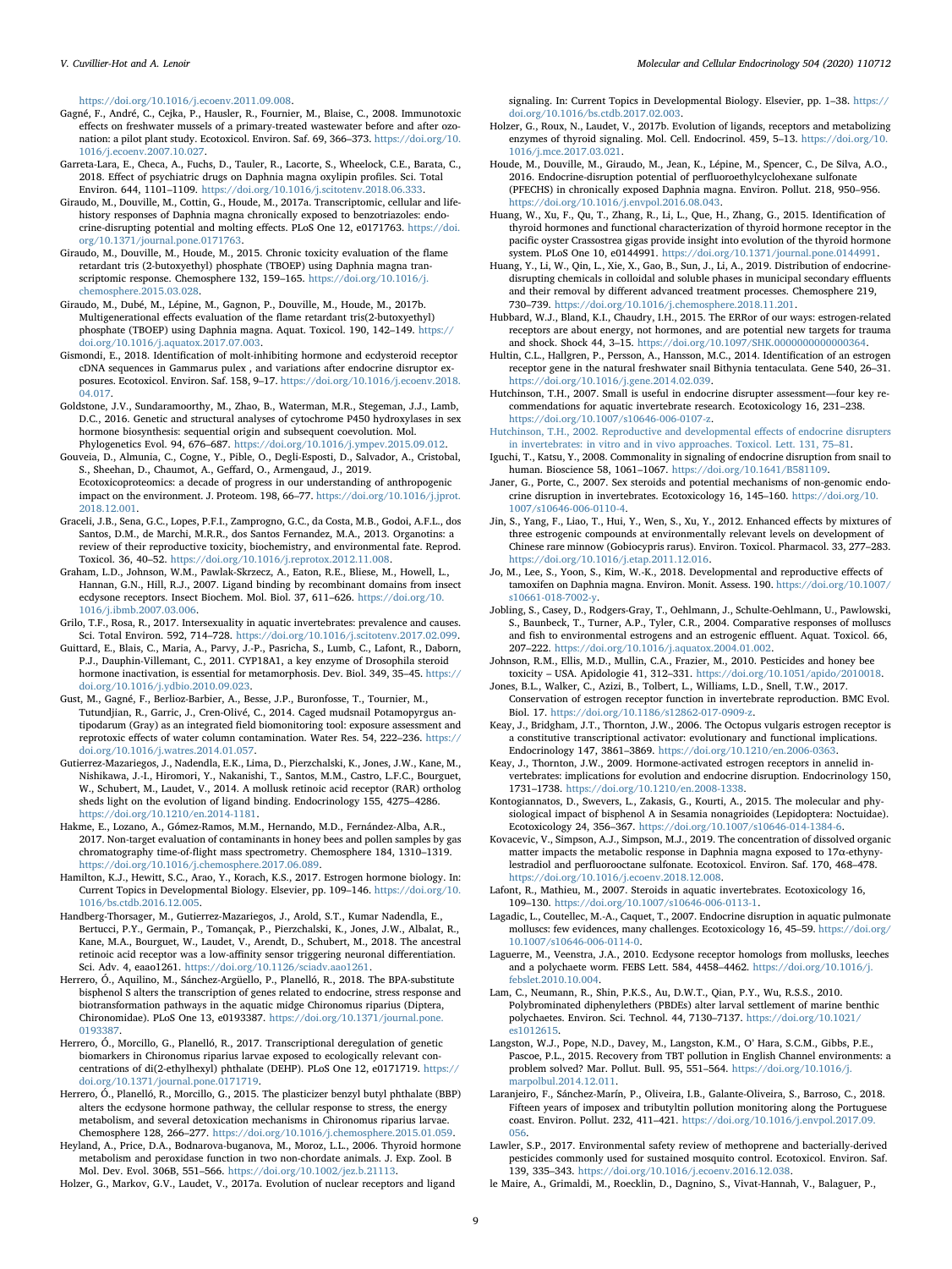https://doi.org/10.1016/j.ecoenv.2011.09.008.

Gagné, F., André, C., Cejka, P., Hausler, R., Fournier, M., Blaise, C., 2008. Immunotoxic effects on freshwater mussels of a primary-treated wastewater before and after ozonation: a pilot plant study. Ecotoxicol. Environ. Saf. 69, 366–373. https://doi.org/10.1016/j.ecoenv.2007.10.027.

Garreta-Lara, E., Checa, A., Fuchs, D., Tauler, R., Lacorte, S., Wheelock, C.E., Barata, C., 2018. Effect of psychiatric drugs on Daphnia magna oxylipin profiles. Sci. Total Environ. 644, 1101–1109. https://doi.org/10.1016/j.scitotenv.2018.06.333.

Giraudo, M., Douville, M., Cottin, G., Houde, M., 2017a. Transcriptomic, cellular and life-history responses of Daphnia magna chronically exposed to benzotriazoles: endocrine-disrupting potential and molting effects. PLoS One 12, e0171763. https://doi.org/10.1371/journal.pone.0171763.

Giraudo, M., Douville, M., Houde, M., 2015. Chronic toxicity evaluation of the flame retardant tris (2-butoxyethyl) phosphate (TBOEP) using Daphnia magna transcriptomic response. Chemosphere 132, 159–165. https://doi.org/10.1016/j.chemosphere.2015.03.028.

Giraudo, M., Dubé, M., Lépine, M., Gagnon, P., Douville, M., Houde, M., 2017b. Multigenerational effects evaluation of the flame retardant tris(2-butoxyethyl) phosphate (TBOEP) using Daphnia magna. Aquat. Toxicol. 190, 142–149. https://doi.org/10.1016/j.aquatox.2017.07.003.

Gismondi, E., 2018. Identification of molt-inhibiting hormone and ecdysteroid receptor cDNA sequences in Gammarus pulex , and variations after endocrine disruptor exposures. Ecotoxicol. Environ. Saf. 158, 9–17. https://doi.org/10.1016/j.ecoenv.2018.04.017.

Goldstone, J.V., Sundaramoorthy, M., Zhao, B., Waterman, M.R., Stegeman, J.J., Lamb, D.C., 2016. Genetic and structural analyses of cytochrome P450 hydroxylases in sex hormone biosynthesis: sequential origin and subsequent coevolution. Mol. Phylogenetics Evol. 94, 676–687. https://doi.org/10.1016/j.ympev.2015.09.012.

Gouveia, D., Almunia, C., Cogne, Y., Pible, O., Degli-Esposti, D., Salvador, A., Cristobal, S., Sheehan, D., Chaumot, A., Geffard, O., Armengaud, J., 2019. Ecotoxicoproteomics: a decade of progress in our understanding of anthropogenic impact on the environment. J. Proteom. 198, 66–77. https://doi.org/10.1016/j.jprot.2018.12.001.

Graceli, J.B., Sena, G.C., Lopes, P.F.I., Zamprogno, G.C., da Costa, M.B., Godoi, A.F.L., dos Santos, D.M., de Marchi, M.R.R., dos Santos Fernandez, M.A., 2013. Organotins: a review of their reproductive toxicity, biochemistry, and environmental fate. Reprod. Toxicol. 36, 40–52. https://doi.org/10.1016/j.reprotox.2012.11.008.

Graham, L.D., Johnson, W.M., Pawlak-Skrzecz, A., Eaton, R.E., Bliese, M., Howell, L., Hannan, G.N., Hill, R.J., 2007. Ligand binding by recombinant domains from insect ecdysone receptors. Insect Biochem. Mol. Biol. 37, 611–626. https://doi.org/10.1016/j.ibmb.2007.03.006.

Grilo, T.F., Rosa, R., 2017. Intersexuality in aquatic invertebrates: prevalence and causes. Sci. Total Environ. 592, 714–728. https://doi.org/10.1016/j.scitotenv.2017.02.099.

Guittard, E., Blais, C., Maria, A., Parvy, J.-P., Pasricha, S., Lumb, C., Lafont, R., Daborn, P.J., Dauphin-Villemant, C., 2011. CYP18A1, a key enzyme of Drosophila steroid hormone inactivation, is essential for metamorphosis. Dev. Biol. 349, 35–45. https://doi.org/10.1016/j.ydbio.2010.09.023.

Gust, M., Gagné, F., Berlioz-Barbier, A., Besse, J.P., Buronfosse, T., Tournier, M., Tutundjian, R., Garric, J., Cren-Olivé, C., 2014. Caged mudsnail Potamopyrgus antipodarum (Gray) as an integrated field biomonitoring tool: exposure assessment and reprotoxic effects of water column contamination. Water Res. 54, 222–236. https://doi.org/10.1016/j.watres.2014.01.057.

Gutierrez-Mazariegos, J., Nadendla, E.K., Lima, D., Pierzchalski, K., Jones, J.W., Kane, M., Nishikawa, J.-I., Hiromori, Y., Nakanishi, T., Santos, M.M., Castro, L.F.C., Bourguet, W., Schubert, M., Laudet, V., 2014. A mollusk retinoic acid receptor (RAR) ortholog sheds light on the evolution of ligand binding. Endocrinology 155, 4275–4286. https://doi.org/10.1210/en.2014-1181.

Hakme, E., Lozano, A., Gómez-Ramos, M.M., Hernando, M.D., Fernández-Alba, A.R., 2017. Non-target evaluation of contaminants in honey bees and pollen samples by gas chromatography time-of-flight mass spectrometry. Chemosphere 184, 1310–1319. https://doi.org/10.1016/j.chemosphere.2017.06.089.

Hamilton, K.J., Hewitt, S.C., Arao, Y., Korach, K.S., 2017. Estrogen hormone biology. In: Current Topics in Developmental Biology. Elsevier, pp. 109–146. https://doi.org/10.1016/bs.ctdb.2016.12.005.

Handberg-Thorsager, M., Gutierrez-Mazariegos, J., Arold, S.T., Kumar Nadendla, E., Bertucci, P.Y., Germain, P., Tomançak, P., Pierzchalski, K., Jones, J.W., Albalat, R., Kane, M.A., Bourguet, W., Laudet, V., Arendt, D., Schubert, M., 2018. The ancestral retinoic acid receptor was a low-affinity sensor triggering neuronal differentiation. Sci. Adv. 4, eaao1261. https://doi.org/10.1126/sciadv.aao1261.

Herrero, Ó., Aquilino, M., Sánchez-Argüello, P., Planelló, R., 2018. The BPA-substitute bisphenol S alters the transcription of genes related to endocrine, stress response and biotransformation pathways in the aquatic midge Chironomus riparius (Diptera, Chironomidae). PLoS One 13, e0193387. https://doi.org/10.1371/journal.pone.0193387.

Herrero, Ó., Morcillo, G., Planelló, R., 2017. Transcriptional deregulation of genetic biomarkers in Chironomus riparius larvae exposed to ecologically relevant concentrations of di(2-ethylhexyl) phthalate (DEHP). PLoS One 12, e0171719. https://doi.org/10.1371/journal.pone.0171719.

Herrero, Ó., Planelló, R., Morcillo, G., 2015. The plasticizer benzyl butyl phthalate (BBP) alters the ecdysone hormone pathway, the cellular response to stress, the energy metabolism, and several detoxication mechanisms in Chironomus riparius larvae. Chemosphere 128, 266–277. https://doi.org/10.1016/j.chemosphere.2015.01.059.

Heyland, A., Price, D.A., Bodnarova-buganova, M., Moroz, L.L., 2006. Thyroid hormone metabolism and peroxidase function in two non-chordate animals. J. Exp. Zool. B Mol. Dev. Evol. 306B, 551–566. https://doi.org/10.1002/jez.b.21113.

Holzer, G., Markov, G.V., Laudet, V., 2017a. Evolution of nuclear receptors and ligand signaling. In: Current Topics in Developmental Biology. Elsevier, pp. 1–38. https://doi.org/10.1016/bs.ctdb.2017.02.003.

Holzer, G., Roux, N., Laudet, V., 2017b. Evolution of ligands, receptors and metabolizing enzymes of thyroid signaling. Mol. Cell. Endocrinol. 459, 5–13. https://doi.org/10.1016/j.mce.2017.03.021.

Houde, M., Douville, M., Giraudo, M., Jean, K., Lépine, M., Spencer, C., De Silva, A.O., 2016. Endocrine-disruption potential of perfluoroethylcyclohexane sulfonate (PFECHS) in chronically exposed Daphnia magna. Environ. Pollut. 218, 950–956. https://doi.org/10.1016/j.envpol.2016.08.043.

Huang, W., Xu, F., Qu, T., Zhang, R., Li, L., Que, H., Zhang, G., 2015. Identification of thyroid hormones and functional characterization of thyroid hormone receptor in the pacific oyster Crassostrea gigas provide insight into evolution of the thyroid hormone system. PLoS One 10, e0144991. https://doi.org/10.1371/journal.pone.0144991.

Huang, Y., Li, W., Qin, L., Xie, X., Gao, B., Sun, J., Li, A., 2019. Distribution of endocrine-disrupting chemicals in colloidal and soluble phases in municipal secondary effluents and their removal by different advanced treatment processes. Chemosphere 219, 730–739. https://doi.org/10.1016/j.chemosphere.2018.11.201.

Hubbard, W.J., Bland, K.I., Chaudry, I.H., 2015. The ERRor of our ways: estrogen-related receptors are about energy, not hormones, and are potential new targets for trauma and shock. Shock 44, 3–15. https://doi.org/10.1097/SHK.0000000000000364.

Hultin, C.L., Hallgren, P., Persson, A., Hansson, M.C., 2014. Identification of an estrogen receptor gene in the natural freshwater snail Bithynia tentaculata. Gene 540, 26–31. https://doi.org/10.1016/j.gene.2014.02.039.

Hutchinson, T.H., 2007. Small is useful in endocrine disrupter assessment—four key recommendations for aquatic invertebrate research. Ecotoxicology 16, 231–238. https://doi.org/10.1007/s10646-006-0107-z.

Hutchinson, T.H., 2002. Reproductive and developmental effects of endocrine disrupters in invertebrates: in vitro and in vivo approaches. Toxicol. Lett. 131, 75–81.

Iguchi, T., Katsu, Y., 2008. Commonality in signaling of endocrine disruption from snail to human. Bioscience 58, 1061–1067. https://doi.org/10.1641/B581109.

Janer, G., Porte, C., 2007. Sex steroids and potential mechanisms of non-genomic endocrine disruption in invertebrates. Ecotoxicology 16, 145–160. https://doi.org/10.1007/s10646-006-0110-4.

Jin, S., Yang, F., Liao, T., Hui, Y., Wen, S., Xu, Y., 2012. Enhanced effects by mixtures of three estrogenic compounds at environmentally relevant levels on development of Chinese rare minnow (Gobiocypris rarus). Environ. Toxicol. Pharmacol. 33, 277–283. https://doi.org/10.1016/j.etap.2011.12.016.

Jo, M., Lee, S., Yoon, S., Kim, W.-K., 2018. Developmental and reproductive effects of tamoxifen on Daphnia magna. Environ. Monit. Assess. 190. https://doi.org/10.1007/s10661-018-7002-y.

Jobling, S., Casey, D., Rodgers-Gray, T., Oehlmann, J., Schulte-Oehlmann, U., Pawlowski, S., Baunbeck, T., Turner, A.P., Tyler, C.R., 2004. Comparative responses of molluscs and fish to environmental estrogens and an estrogenic effluent. Aquat. Toxicol. 66, 207–222. https://doi.org/10.1016/j.aquatox.2004.01.002.

Johnson, R.M., Ellis, M.D., Mullin, C.A., Frazier, M., 2010. Pesticides and honey bee toxicity – USA. Apidologie 41, 312–331. https://doi.org/10.1051/apido/2010018.

Jones, B.L., Walker, C., Azizi, B., Tolbert, L., Williams, L.D., Snell, T.W., 2017. Conservation of estrogen receptor function in invertebrate reproduction. BMC Evol. Biol. 17. https://doi.org/10.1186/s12862-017-0909-z.

Keay, J., Bridgham, J.T., Thornton, J.W., 2006. The Octopus vulgaris estrogen receptor is a constitutive transcriptional activator: evolutionary and functional implications. Endocrinology 147, 3861–3869. https://doi.org/10.1210/en.2006-0363.

Keay, J., Thornton, J.W., 2009. Hormone-activated estrogen receptors in annelid invertebrates: implications for evolution and endocrine disruption. Endocrinology 150, 1731–1738. https://doi.org/10.1210/en.2008-1338.

Kontogiannatos, D., Swevers, L., Zakasis, G., Kourti, A., 2015. The molecular and physiological impact of bisphenol A in Sesamia nonagrioides (Lepidoptera: Noctuidae). Ecotoxicology 24, 356–367. https://doi.org/10.1007/s10646-014-1384-6.

Kovacevic, V., Simpson, A.J., Simpson, M.J., 2019. The concentration of dissolved organic matter impacts the metabolic response in Daphnia magna exposed to 17α-ethynylestradiol and perfluorooctane sulfonate. Ecotoxicol. Environ. Saf. 170, 468–478. https://doi.org/10.1016/j.ecoenv.2018.12.008.

Lafont, R., Mathieu, M., 2007. Steroids in aquatic invertebrates. Ecotoxicology 16, 109–130. https://doi.org/10.1007/s10646-006-0113-1.

Lagadic, L., Coutellec, M.-A., Caquet, T., 2007. Endocrine disruption in aquatic pulmonate molluscs: few evidences, many challenges. Ecotoxicology 16, 45–59. https://doi.org/10.1007/s10646-006-0114-0.

Laguerre, M., Veenstra, J.A., 2010. Ecdysone receptor homologs from mollusks, leeches and a polychaete worm. FEBS Lett. 584, 4458–4462. https://doi.org/10.1016/j.febslet.2010.10.004.

Lam, C., Neumann, R., Shin, P.K.S., Au, D.W.T., Qian, P.Y., Wu, R.S.S., 2010. Polybrominated diphenylethers (PBDEs) alter larval settlement of marine benthic polychaetes. Environ. Sci. Technol. 44, 7130–7137. https://doi.org/10.1021/es1012615.

Langston, W.J., Pope, N.D., Davey, M., Langston, K.M., O' Hara, S.C.M., Gibbs, P.E., Pascoe, P.L., 2015. Recovery from TBT pollution in English Channel environments: a problem solved? Mar. Pollut. Bull. 95, 551–564. https://doi.org/10.1016/j.marpolbul.2014.12.011.

Laranjeiro, F., Sánchez-Marín, P., Oliveira, I.B., Galante-Oliveira, S., Barroso, C., 2018. Fifteen years of imposex and tributyltin pollution monitoring along the Portuguese coast. Environ. Pollut. 232, 411–421. https://doi.org/10.1016/j.envpol.2017.09.056.

Lawler, S.P., 2017. Environmental safety review of methoprene and bacterially-derived pesticides commonly used for sustained mosquito control. Ecotoxicol. Environ. Saf. 139, 335–343. https://doi.org/10.1016/j.ecoenv.2016.12.038.

le Maire, A., Grimaldi, M., Roecklin, D., Dagnino, S., Vivat-Hannah, V., Balaguer, P.,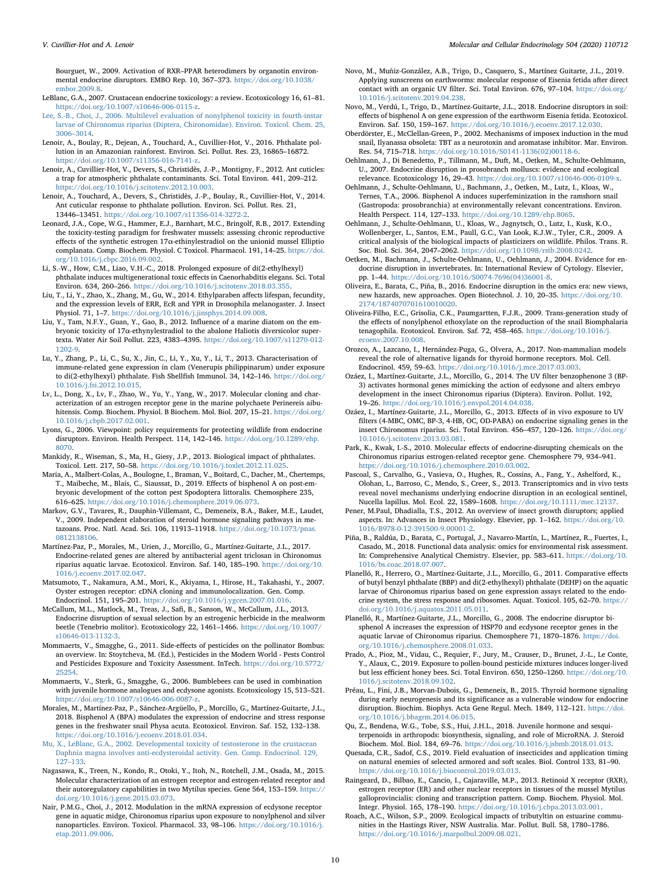Bourguet, W., 2009. Activation of RXR–PPAR heterodimers by organotin environmental endocrine disruptors. EMBO Rep. 10, 367–373. https://doi.org/10.1038/embor.2009.8.

LeBlanc, G.A., 2007. Crustacean endocrine toxicology: a review. Ecotoxicology 16, 61–81. https://doi.org/10.1007/s10646-006-0115-z.

Lee, S.-B., Choi, J., 2006. Multilevel evaluation of nonylphenol toxicity in fourth-instar larvae of Chironomus riparius (Diptera, Chironomidae). Environ. Toxicol. Chem. 25, 3006–3014.

Lenoir, A., Boulay, R., Dejean, A., Touchard, A., Cuvillier-Hot, V., 2016. Phthalate pollution in an Amazonian rainforest. Environ. Sci. Pollut. Res. 23, 16865–16872. https://doi.org/10.1007/s11356-016-7141-z.

Lenoir, A., Cuvillier-Hot, V., Devers, S., Christidès, J.-P., Montigny, F., 2012. Ant cuticles: a trap for atmospheric phthalate contaminants. Sci. Total Environ. 441, 209–212. https://doi.org/10.1016/j.scitotenv.2012.10.003.

Lenoir, A., Touchard, A., Devers, S., Christidès, J.-P., Boulay, R., Cuvillier-Hot, V., 2014. Ant cuticular response to phthalate pollution. Environ. Sci. Pollut. Res. 21, 13446–13451. https://doi.org/10.1007/s11356-014-3272-2.

Leonard, J.A., Cope, W.G., Hammer, E.J., Barnhart, M.C., Bringolf, R.B., 2017. Extending the toxicity-testing paradigm for freshwater mussels: assessing chronic reproductive effects of the synthetic estrogen 17α-ethinylestradiol on the unionid mussel Elliptio complanata. Comp. Biochem. Physiol. C Toxicol. Pharmacol. 191, 14–25. https://doi.org/10.1016/j.cbpc.2016.09.002.

Li, S.-W., How, C.M., Liao, V.H.-C., 2018. Prolonged exposure of di(2-ethylhexyl) phthalate induces multigenerational toxic effects in Caenorhabditis elegans. Sci. Total Environ. 634, 260–266. https://doi.org/10.1016/j.scitotenv.2018.03.355.

Liu, T., Li, Y., Zhao, X., Zhang, M., Gu, W., 2014. Ethylparaben affects lifespan, fecundity, and the expression levels of ERR, EcR and YPR in Drosophila melanogaster. J. Insect Physiol. 71, 1–7. https://doi.org/10.1016/j.jinsphys.2014.09.008.

Liu, Y., Tam, N.F.Y., Guan, Y., Gao, B., 2012. Influence of a marine diatom on the embryonic toxicity of 17α-ethynylestradiol to the abalone Haliotis diversicolor supertexta. Water Air Soil Pollut. 223, 4383–4395. https://doi.org/10.1007/s11270-012-1202-9.

Lu, Y., Zhang, P., Li, C., Su, X., Jin, C., Li, Y., Xu, Y., Li, T., 2013. Characterisation of immune-related gene expression in clam (Venerupis philippinarum) under exposure to di(2-ethylhexyl) phthalate. Fish Shellfish Immunol. 34, 142–146. https://doi.org/10.1016/j.fsi.2012.10.015.

Lv, L., Dong, X., Lv, F., Zhao, W., Yu, Y., Yang, W., 2017. Molecular cloning and characterization of an estrogen receptor gene in the marine polychaete Perinereis aibuhitensis. Comp. Biochem. Physiol. B Biochem. Mol. Biol. 207, 15–21. https://doi.org/10.1016/j.cbpb.2017.02.001.

Lyons, G., 2006. Viewpoint: policy requirements for protecting wildlife from endocrine disruptors. Environ. Health Perspect. 114, 142–146. https://doi.org/10.1289/ehp.8070.

Mankidy, R., Wiseman, S., Ma, H., Giesy, J.P., 2013. Biological impact of phthalates. Toxicol. Lett. 217, 50–58. https://doi.org/10.1016/j.toxlet.2012.11.025.

Maria, A., Malbert-Colas, A., Boulogne, I., Braman, V., Boitard, C., Dacher, M., Chertemps, T., Maibeche, M., Blais, C., Siaussat, D., 2019. Effects of bisphenol A on post-embryonic development of the cotton pest Spodoptera littoralis. Chemosphere 235, 616–625. https://doi.org/10.1016/j.chemosphere.2019.06.073.

Markov, G.V., Tavares, R., Dauphin-Villemant, C., Demeneix, B.A., Baker, M.E., Laudet, V., 2009. Independent elaboration of steroid hormone signaling pathways in metazoans. Proc. Natl. Acad. Sci. 106, 11913–11918. https://doi.org/10.1073/pnas.0812138106.

Martínez-Paz, P., Morales, M., Urien, J., Morcillo, G., Martínez-Guitarte, J.L., 2017. Endocrine-related genes are altered by antibacterial agent triclosan in Chironomus riparius aquatic larvae. Ecotoxicol. Environ. Saf. 140, 185–190. https://doi.org/10.1016/j.ecoenv.2017.02.047.

Matsumoto, T., Nakamura, A.M., Mori, K., Akiyama, I., Hirose, H., Takahashi, Y., 2007. Oyster estrogen receptor: cDNA cloning and immunolocalization. Gen. Comp. Endocrinol. 151, 195–201. https://doi.org/10.1016/j.ygcen.2007.01.016.

McCallum, M.L., Matlock, M., Treas, J., Safi, B., Sanson, W., McCallum, J.L., 2013. Endocrine disruption of sexual selection by an estrogenic herbicide in the mealworm beetle (Tenebrio molitor). Ecotoxicology 22, 1461–1466. https://doi.org/10.1007/s10646-013-1132-3.

Mommaerts, V., Smagghe, G., 2011. Side-effects of pesticides on the pollinator Bombus: an overview. In: Stoytcheva, M. (Ed.), Pesticides in the Modern World - Pests Control and Pesticides Exposure and Toxicity Assessment. InTech. https://doi.org/10.5772/25254.

Mommaerts, V., Sterk, G., Smagghe, G., 2006. Bumblebees can be used in combination with juvenile hormone analogues and ecdysone agonists. Ecotoxicology 15, 513–521. https://doi.org/10.1007/s10646-006-0087-z.

Morales, M., Martínez-Paz, P., Sánchez-Argüello, P., Morcillo, G., Martínez-Guitarte, J.L., 2018. Bisphenol A (BPA) modulates the expression of endocrine and stress response genes in the freshwater snail Physa acuta. Ecotoxicol. Environ. Saf. 152, 132–138. https://doi.org/10.1016/j.ecoenv.2018.01.034.

Mu, X., LeBlanc, G.A., 2002. Developmental toxicity of testosterone in the crustacean Daphnia magna involves anti-ecdysteroidal activity. Gen. Comp. Endocrinol. 129, 127–133.

Nagasawa, K., Treen, N., Kondo, R., Otoki, Y., Itoh, N., Rotchell, J.M., Osada, M., 2015. Molecular characterization of an estrogen receptor and estrogen-related receptor and their autoregulatory capabilities in two Mytilus species. Gene 564, 153–159. https://doi.org/10.1016/j.gene.2015.03.073.

Nair, P.M.G., Choi, J., 2012. Modulation in the mRNA expression of ecdysone receptor gene in aquatic midge, Chironomus riparius upon exposure to nonylphenol and silver nanoparticles. Environ. Toxicol. Pharmacol. 33, 98–106. https://doi.org/10.1016/j.etap.2011.09.006.

Novo, M., Muñiz-González, A.B., Trigo, D., Casquero, S., Martínez Guitarte, J.L., 2019. Applying sunscreens on earthworms: molecular response of Eisenia fetida after direct contact with an organic UV filter. Sci. Total Environ. 676, 97–104. https://doi.org/10.1016/j.scitotenv.2019.04.238.

Novo, M., Verdú, I., Trigo, D., Martínez-Guitarte, J.L., 2018. Endocrine disruptors in soil: effects of bisphenol A on gene expression of the earthworm Eisenia fetida. Ecotoxicol. Environ. Saf. 150, 159–167. https://doi.org/10.1016/j.ecoenv.2017.12.030.

Oberdörster, E., McClellan-Green, P., 2002. Mechanisms of imposex induction in the mud snail, Ilyanassa obsoleta: TBT as a neurotoxin and aromatase inhibitor. Mar. Environ. Res. 54, 715–718. https://doi.org/10.1016/S0141-1136(02)00118-6.

Oehlmann, J., Di Benedetto, P., Tillmann, M., Duft, M., Oetken, M., Schulte-Oehlmann, U., 2007. Endocrine disruption in prosobranch molluscs: evidence and ecological relevance. Ecotoxicology 16, 29–43. https://doi.org/10.1007/s10646-006-0109-x.

Oehlmann, J., Schulte-Oehlmann, U., Bachmann, J., Oetken, M., Lutz, I., Kloas, W., Ternes, T.A., 2006. Bisphenol A induces superfeminization in the ramshorn snail (Gastropoda: prosobranchia) at environmentally relevant concentrations. Environ. Health Perspect. 114, 127–133. https://doi.org/10.1289/ehp.8065.

Oehlmann, J., Schulte-Oehlmann, U., Kloas, W., Jagnytsch, O., Lutz, I., Kusk, K.O., Wollenberger, L., Santos, E.M., Paull, G.C., Van Look, K.J.W., Tyler, C.R., 2009. A critical analysis of the biological impacts of plasticizers on wildlife. Philos. Trans. R. Soc. Biol. Sci. 364, 2047–2062. https://doi.org/10.1098/rstb.2008.0242.

Oetken, M., Bachmann, J., Schulte-Oehlmann, U., Oehlmann, J., 2004. Evidence for endocrine disruption in invertebrates. In: International Review of Cytology. Elsevier, pp. 1–44. https://doi.org/10.1016/S0074-7696(04)36001-8.

Oliveira, E., Barata, C., Piña, B., 2016. Endocrine disruption in the omics era: new views, new hazards, new approaches. Open Biotechnol. J. 10, 20–35. https://doi.org/10.2174/1874070701610010020.

Oliveira-Filho, E.C., Grisolia, C.K., Paumgartten, F.J.R., 2009. Trans-generation study of the effects of nonylphenol ethoxylate on the reproduction of the snail Biomphalaria tenagophila. Ecotoxicol. Environ. Saf. 72, 458–465. https://doi.org/10.1016/j.ecoenv.2007.10.008.

Orozco, A., Lazcano, I., Hernández-Puga, G., Olvera, A., 2017. Non-mammalian models reveal the role of alternative ligands for thyroid hormone receptors. Mol. Cell. Endocrinol. 459, 59–63. https://doi.org/10.1016/j.mce.2017.03.003.

Ozáez, I., Martínez-Guitarte, J.L., Morcillo, G., 2014. The UV filter benzophenone 3 (BP-3) activates hormonal genes mimicking the action of ecdysone and alters embryo development in the insect Chironomus riparius (Diptera). Environ. Pollut. 192, 19–26. https://doi.org/10.1016/j.envpol.2014.04.038.

Ozáez, I., Martínez-Guitarte, J.L., Morcillo, G., 2013. Effects of in vivo exposure to UV filters (4-MBC, OMC, BP-3, 4-HB, OC, OD-PABA) on endocrine signaling genes in the insect Chironomus riparius. Sci. Total Environ. 456–457, 120–126. https://doi.org/10.1016/j.scitotenv.2013.03.081.

Park, K., Kwak, I.-S., 2010. Molecular effects of endocrine-disrupting chemicals on the Chironomus riparius estrogen-related receptor gene. Chemosphere 79, 934–941. https://doi.org/10.1016/j.chemosphere.2010.03.002.

Pascoal, S., Carvalho, G., Vasieva, O., Hughes, R., Cossins, A., Fang, Y., Ashelford, K., Olohan, L., Barroso, C., Mendo, S., Creer, S., 2013. Transcriptomics and in vivo tests reveal novel mechanisms underlying endocrine disruption in an ecological sentinel, Nucella lapillus. Mol. Ecol. 22, 1589–1608. https://doi.org/10.1111/mec.12137.

Pener, M.Paul, Dhadialla, T.S., 2012. An overview of insect growth disruptors; applied aspects. In: Advances in Insect Physiology. Elsevier, pp. 1–162. https://doi.org/10.1016/B978-0-12-391500-9.00001-2.

Piña, B., Raldúa, D., Barata, C., Portugal, J., Navarro-Martín, L., Martínez, R., Fuertes, I., Casado, M., 2018. Functional data analysis: omics for environmental risk assessment. In: Comprehensive Analytical Chemistry. Elsevier, pp. 583–611. https://doi.org/10.1016/bs.coac.2018.07.007.

Planelló, R., Herrero, O., Martínez-Guitarte, J.L., Morcillo, G., 2011. Comparative effects of butyl benzyl phthalate (BBP) and di(2-ethylhexyl) phthalate (DEHP) on the aquatic larvae of Chironomus riparius based on gene expression assays related to the endocrine system, the stress response and ribosomes. Aquat. Toxicol. 105, 62–70. https://doi.org/10.1016/j.aquatox.2011.05.011.

Planelló, R., Martínez-Guitarte, J.L., Morcillo, G., 2008. The endocrine disruptor bisphenol A increases the expression of HSP70 and ecdysone receptor genes in the aquatic larvae of Chironomus riparius. Chemosphere 71, 1870–1876. https://doi.org/10.1016/j.chemosphere.2008.01.033.

Prado, A., Pioz, M., Vidau, C., Requier, F., Jury, M., Crauser, D., Brunet, J.-L., Le Conte, Y., Alaux, C., 2019. Exposure to pollen-bound pesticide mixtures induces longer-lived but less efficient honey bees. Sci. Total Environ. 650, 1250–1260. https://doi.org/10.1016/j.scitotenv.2018.09.102.

Préau, L., Fini, J.B., Morvan-Dubois, G., Demeneix, B., 2015. Thyroid hormone signaling during early neurogenesis and its significance as a vulnerable window for endocrine disruption. Biochim. Biophys. Acta Gene Regul. Mech. 1849, 112–121. https://doi.org/10.1016/j.bbagrm.2014.06.015.

Qu, Z., Bendena, W.G., Tobe, S.S., Hui, J.H.L., 2018. Juvenile hormone and sesquiterpenoids in arthropods: biosynthesis, signaling, and role of MicroRNA. J. Steroid Biochem. Mol. Biol. 184, 69–76. https://doi.org/10.1016/j.jsbmb.2018.01.013.

Quesada, C.R., Sadof, C.S., 2019. Field evaluation of insecticides and application timing on natural enemies of selected armored and soft scales. Biol. Control 133, 81–90. https://doi.org/10.1016/j.biocontrol.2019.03.013.

Raingeard, D., Bilbao, E., Cancio, I., Cajaraville, M.P., 2013. Retinoid X receptor (RXR), estrogen receptor (ER) and other nuclear receptors in tissues of the mussel Mytilus galloprovincialis: cloning and transcription pattern. Comp. Biochem. Physiol. Mol. Integr. Physiol. 165, 178–190. https://doi.org/10.1016/j.cbpa.2013.03.001.

Roach, A.C., Wilson, S.P., 2009. Ecological impacts of tributyltin on estuarine communities in the Hastings River, NSW Australia. Mar. Pollut. Bull. 58, 1780–1786. https://doi.org/10.1016/j.marpolbul.2009.08.021.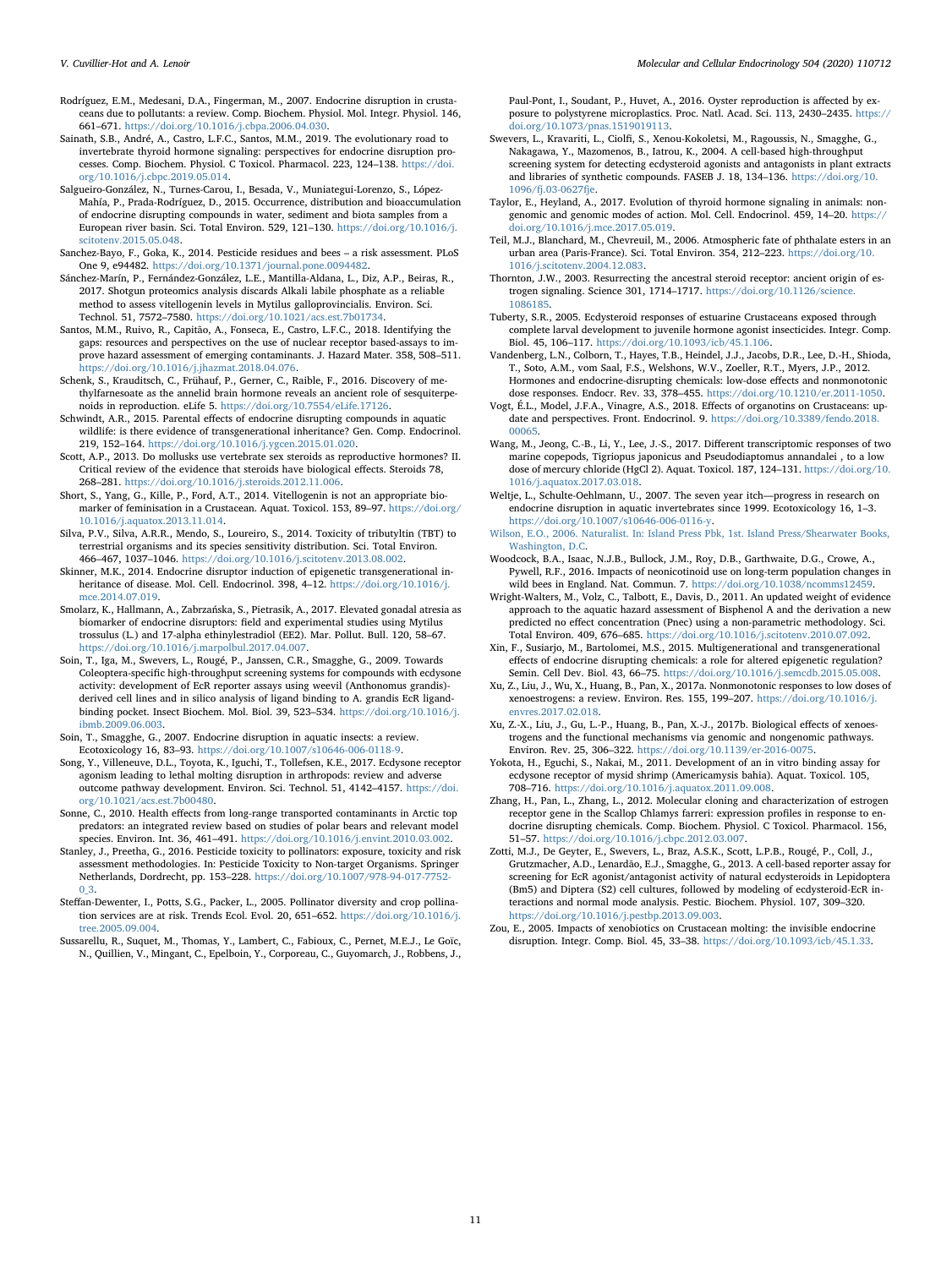Rodríguez, E.M., Medesani, D.A., Fingerman, M., 2007. Endocrine disruption in crustaceans due to pollutants: a review. Comp. Biochem. Physiol. Mol. Integr. Physiol. 146, 661–671. https://doi.org/10.1016/j.cbpa.2006.04.030.

Sainath, S.B., André, A., Castro, L.F.C., Santos, M.M., 2019. The evolutionary road to invertebrate thyroid hormone signaling: perspectives for endocrine disruption processes. Comp. Biochem. Physiol. C Toxicol. Pharmacol. 223, 124–138. https://doi.org/10.1016/j.cbpc.2019.05.014.

Salgueiro-González, N., Turnes-Carou, I., Besada, V., Muniategui-Lorenzo, S., López-Mahía, P., Prada-Rodríguez, D., 2015. Occurrence, distribution and bioaccumulation of endocrine disrupting compounds in water, sediment and biota samples from a European river basin. Sci. Total Environ. 529, 121–130. https://doi.org/10.1016/j.scitotenv.2015.05.048.

Sanchez-Bayo, F., Goka, K., 2014. Pesticide residues and bees – a risk assessment. PLoS One 9, e94482. https://doi.org/10.1371/journal.pone.0094482.

Sánchez-Marín, P., Fernández-González, L.E., Mantilla-Aldana, L., Diz, A.P., Beiras, R., 2017. Shotgun proteomics analysis discards Alkali labile phosphate as a reliable method to assess vitellogenin levels in Mytilus galloprovincialis. Environ. Sci. Technol. 51, 7572–7580. https://doi.org/10.1021/acs.est.7b01734.

Santos, M.M., Ruivo, R., Capitão, A., Fonseca, E., Castro, L.F.C., 2018. Identifying the gaps: resources and perspectives on the use of nuclear receptor based-assays to improve hazard assessment of emerging contaminants. J. Hazard Mater. 358, 508–511. https://doi.org/10.1016/j.jhazmat.2018.04.076.

Schenk, S., Krauditsch, C., Frühauf, P., Gerner, C., Raible, F., 2016. Discovery of methylfarnesoate as the annelid brain hormone reveals an ancient role of sesquiterpenoids in reproduction. eLife 5. https://doi.org/10.7554/eLife.17126.

Schwindt, A.R., 2015. Parental effects of endocrine disrupting compounds in aquatic wildlife: is there evidence of transgenerational inheritance? Gen. Comp. Endocrinol. 219, 152–164. https://doi.org/10.1016/j.ygcen.2015.01.020.

Scott, A.P., 2013. Do mollusks use vertebrate sex steroids as reproductive hormones? II. Critical review of the evidence that steroids have biological effects. Steroids 78, 268–281. https://doi.org/10.1016/j.steroids.2012.11.006.

Short, S., Yang, G., Kille, P., Ford, A.T., 2014. Vitellogenin is not an appropriate biomarker of feminisation in a Crustacean. Aquat. Toxicol. 153, 89–97. https://doi.org/10.1016/j.aquatox.2013.11.014.

Silva, P.V., Silva, A.R.R., Mendo, S., Loureiro, S., 2014. Toxicity of tributyltin (TBT) to terrestrial organisms and its species sensitivity distribution. Sci. Total Environ. 466–467, 1037–1046. https://doi.org/10.1016/j.scitotenv.2013.08.002.

Skinner, M.K., 2014. Endocrine disruptor induction of epigenetic transgenerational inheritance of disease. Mol. Cell. Endocrinol. 398, 4–12. https://doi.org/10.1016/j.mce.2014.07.019.

Smolarz, K., Hallmann, A., Zabrzańska, S., Pietrasik, A., 2017. Elevated gonadal atresia as biomarker of endocrine disruptors: field and experimental studies using Mytilus trossulus (L.) and 17-alpha ethinylestradiol (EE2). Mar. Pollut. Bull. 120, 58–67. https://doi.org/10.1016/j.marpolbul.2017.04.007.

Soin, T., Iga, M., Swevers, L., Rougé, P., Janssen, C.R., Smagghe, G., 2009. Towards Coleoptera-specific high-throughput screening systems for compounds with ecdysone activity: development of EcR reporter assays using weevil (Anthonomus grandis)-derived cell lines and in silico analysis of ligand binding to A. grandis EcR ligand-binding pocket. Insect Biochem. Mol. Biol. 39, 523–534. https://doi.org/10.1016/j.ibmb.2009.06.003.

Soin, T., Smagghe, G., 2007. Endocrine disruption in aquatic insects: a review. Ecotoxicology 16, 83–93. https://doi.org/10.1007/s10646-006-0118-9.

Song, Y., Villeneuve, D.L., Toyota, K., Iguchi, T., Tollefsen, K.E., 2017. Ecdysone receptor agonism leading to lethal molting disruption in arthropods: review and adverse outcome pathway development. Environ. Sci. Technol. 51, 4142–4157. https://doi.org/10.1021/acs.est.7b00480.

Sonne, C., 2010. Health effects from long-range transported contaminants in Arctic top predators: an integrated review based on studies of polar bears and relevant model species. Environ. Int. 36, 461–491. https://doi.org/10.1016/j.envint.2010.03.002.

Stanley, J., Preetha, G., 2016. Pesticide toxicity to pollinators: exposure, toxicity and risk assessment methodologies. In: Pesticide Toxicity to Non-target Organisms. Springer Netherlands, Dordrecht, pp. 153–228. https://doi.org/10.1007/978-94-017-7752-0_3.

Steffan-Dewenter, I., Potts, S.G., Packer, L., 2005. Pollinator diversity and crop pollination services are at risk. Trends Ecol. Evol. 20, 651–652. https://doi.org/10.1016/j.tree.2005.09.004.

Sussarellu, R., Suquet, M., Thomas, Y., Lambert, C., Fabioux, C., Pernet, M.E.J., Le Goïc, N., Quillien, V., Mingant, C., Epelboin, Y., Corporeau, C., Guyomarch, J., Robbens, J., Paul-Pont, I., Soudant, P., Huvet, A., 2016. Oyster reproduction is affected by exposure to polystyrene microplastics. Proc. Natl. Acad. Sci. 113, 2430–2435. https://doi.org/10.1073/pnas.1519019113.

Swevers, L., Kravariti, L., Ciolfi, S., Xenou-Kokoletsi, M., Ragoussis, N., Smagghe, G., Nakagawa, Y., Mazomenos, B., Iatrou, K., 2004. A cell-based high-throughput screening system for detecting ecdysteroid agonists and antagonists in plant extracts and libraries of synthetic compounds. FASEB J. 18, 134–136. https://doi.org/10.1096/fj.03-0627fje.

Taylor, E., Heyland, A., 2017. Evolution of thyroid hormone signaling in animals: non-genomic and genomic modes of action. Mol. Cell. Endocrinol. 459, 14–20. https://doi.org/10.1016/j.mce.2017.05.019.

Teil, M.J., Blanchard, M., Chevreuil, M., 2006. Atmospheric fate of phthalate esters in an urban area (Paris-France). Sci. Total Environ. 354, 212–223. https://doi.org/10.1016/j.scitotenv.2004.12.083.

Thornton, J.W., 2003. Resurrecting the ancestral steroid receptor: ancient origin of estrogen signaling. Science 301, 1714–1717. https://doi.org/10.1126/science.1086185.

Tuberty, S.R., 2005. Ecdysteroid responses of estuarine Crustaceans exposed through complete larval development to juvenile hormone agonist insecticides. Integr. Comp. Biol. 45, 106–117. https://doi.org/10.1093/icb/45.1.106.

Vandenberg, L.N., Colborn, T., Hayes, T.B., Heindel, J.J., Jacobs, D.R., Lee, D.-H., Shioda, T., Soto, A.M., vom Saal, F.S., Welshons, W.V., Zoeller, R.T., Myers, J.P., 2012. Hormones and endocrine-disrupting chemicals: low-dose effects and nonmonotonic dose responses. Endocr. Rev. 33, 378–455. https://doi.org/10.1210/er.2011-1050.

Vogt, É.L., Model, J.F.A., Vinagre, A.S., 2018. Effects of organotins on Crustaceans: update and perspectives. Front. Endocrinol. 9. https://doi.org/10.3389/fendo.2018.00065.

Wang, M., Jeong, C.-B., Li, Y., Lee, J.-S., 2017. Different transcriptomic responses of two marine copepods, Tigriopus japonicus and Pseudodiaptomus annandalei , to a low dose of mercury chloride ($HgCl_2$). Aquat. Toxicol. 187, 124–131. https://doi.org/10.1016/j.aquatox.2017.03.018.

Weltje, L., Schulte-Oehlmann, U., 2007. The seven year itch—progress in research on endocrine disruption in aquatic invertebrates since 1999. Ecotoxicology 16, 1–3. https://doi.org/10.1007/s10646-006-0116-y.

Wilson, E.O., 2006. Naturalist. In: Island Press Pbk, 1st. Island Press/Shearwater Books, Washington, D.C.

Woodcock, B.A., Isaac, N.J.B., Bullock, J.M., Roy, D.B., Garthwaite, D.G., Crowe, A., Pywell, R.F., 2016. Impacts of neonicotinoid use on long-term population changes in wild bees in England. Nat. Commun. 7. https://doi.org/10.1038/ncomms12459.

Wright-Walters, M., Volz, C., Talbott, E., Davis, D., 2011. An updated weight of evidence approach to the aquatic hazard assessment of Bisphenol A and the derivation a new predicted no effect concentration (Pnec) using a non-parametric methodology. Sci. Total Environ. 409, 676–685. https://doi.org/10.1016/j.scitotenv.2010.07.092.

Xin, F., Susiarjo, M., Bartolomei, M.S., 2015. Multigenerational and transgenerational effects of endocrine disrupting chemicals: a role for altered epigenetic regulation? Semin. Cell Dev. Biol. 43, 66–75. https://doi.org/10.1016/j.semcdb.2015.05.008.

Xu, Z., Liu, J., Wu, X., Huang, B., Pan, X., 2017a. Nonmonotonic responses to low doses of xenoestrogens: a review. Environ. Res. 155, 199–207. https://doi.org/10.1016/j.envres.2017.02.018.

Xu, Z.-X., Liu, J., Gu, L.-P., Huang, B., Pan, X.-J., 2017b. Biological effects of xenoestrogens and the functional mechanisms via genomic and nongenomic pathways. Environ. Rev. 25, 306–322. https://doi.org/10.1139/er-2016-0075.

Yokota, H., Eguchi, S., Nakai, M., 2011. Development of an in vitro binding assay for ecdysone receptor of mysid shrimp (Americamysis bahia). Aquat. Toxicol. 105, 708–716. https://doi.org/10.1016/j.aquatox.2011.09.008.

Zhang, H., Pan, L., Zhang, L., 2012. Molecular cloning and characterization of estrogen receptor gene in the Scallop Chlamys farreri: expression profiles in response to endocrine disrupting chemicals. Comp. Biochem. Physiol. C Toxicol. Pharmacol. 156, 51–57. https://doi.org/10.1016/j.cbpc.2012.03.007.

Zotti, M.J., De Geyter, E., Swevers, L., Braz, A.S.K., Scott, L.P.B., Rougé, P., Coll, J., Grutzmacher, A.D., Lenardão, E.J., Smagghe, G., 2013. A cell-based reporter assay for screening for EcR agonist/antagonist activity of natural ecdysteroids in Lepidoptera (Bm5) and Diptera (S2) cell cultures, followed by modeling of ecdysteroid-EcR interactions and normal mode analysis. Pestic. Biochem. Physiol. 107, 309–320. https://doi.org/10.1016/j.pestbp.2013.09.003.

Zou, E., 2005. Impacts of xenobiotics on Crustacean molting: the invisible endocrine disruption. Integr. Comp. Biol. 45, 33–38. https://doi.org/10.1093/icb/45.1.33.